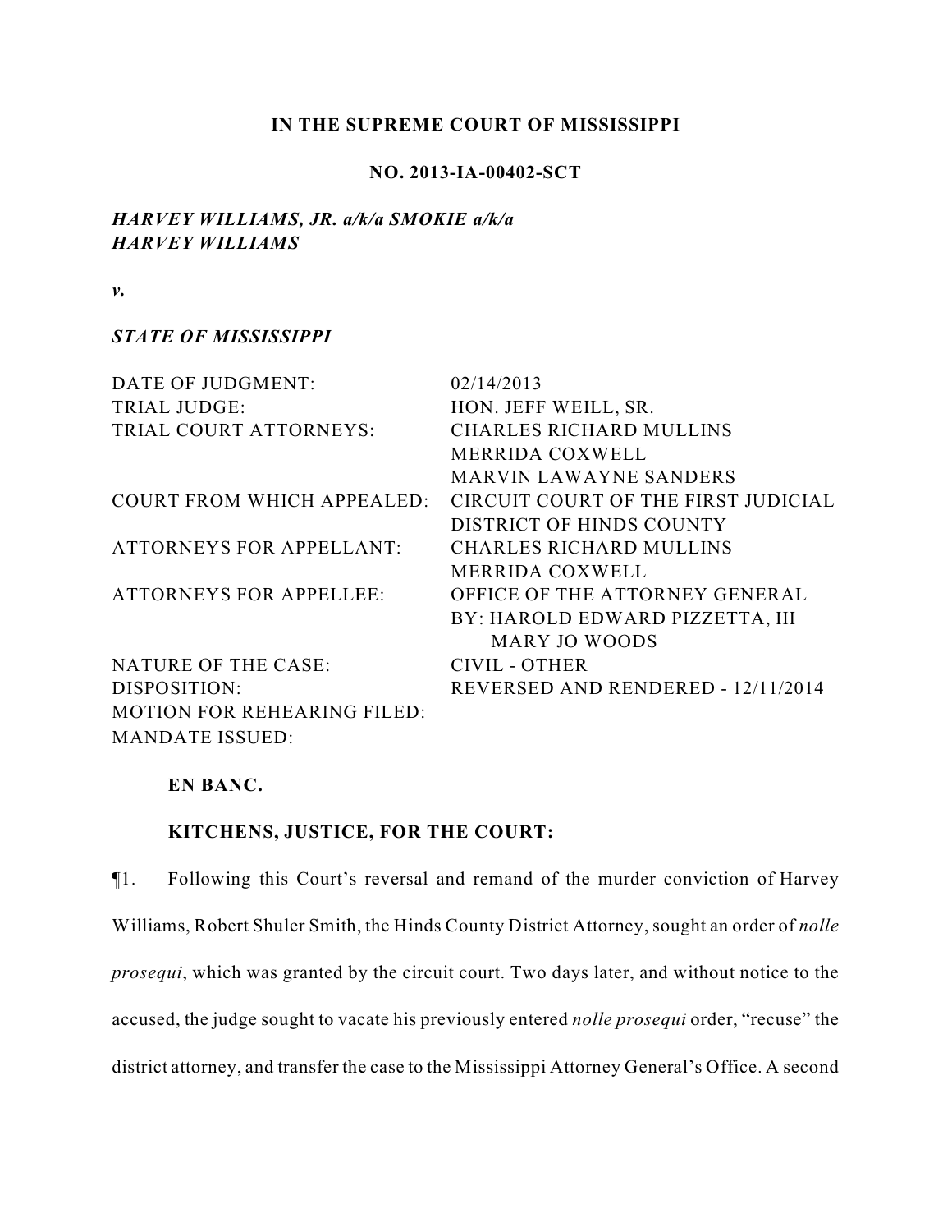**IN THE SUPREME COURT OF MISSISSIPPI**

**NO. 2013-IA-00402-SCT**

***HARVEY WILLIAMS, JR. a/k/a SMOKIE a/k/a HARVEY WILLIAMS***

***v.***

***STATE OF MISSISSIPPI***

| | |
|---|---|
| DATE OF JUDGMENT: | 02/14/2013 |
| TRIAL JUDGE: | HON. JEFF WEILL, SR. |
| TRIAL COURT ATTORNEYS: | CHARLES RICHARD MULLINS<br>MERRIDA COXWELL<br>MARVIN LAWAYNE SANDERS |
| COURT FROM WHICH APPEALED: | CIRCUIT COURT OF THE FIRST JUDICIAL DISTRICT OF HINDS COUNTY |
| ATTORNEYS FOR APPELLANT: | CHARLES RICHARD MULLINS<br>MERRIDA COXWELL |
| ATTORNEYS FOR APPELLEE: | OFFICE OF THE ATTORNEY GENERAL<br>BY: HAROLD EDWARD PIZZETTA, III<br>MARY JO WOODS |
| NATURE OF THE CASE: | CIVIL - OTHER |
| DISPOSITION: | REVERSED AND RENDERED - 12/11/2014 |
| MOTION FOR REHEARING FILED: | |
| MANDATE ISSUED: | |

**EN BANC.**

**KITCHENS, JUSTICE, FOR THE COURT:**

¶1. Following this Court's reversal and remand of the murder conviction of Harvey Williams, Robert Shuler Smith, the Hinds County District Attorney, sought an order of *nolle prosequi*, which was granted by the circuit court. Two days later, and without notice to the accused, the judge sought to vacate his previously entered *nolle prosequi* order, "recuse" the district attorney, and transfer the case to the Mississippi Attorney General's Office. A second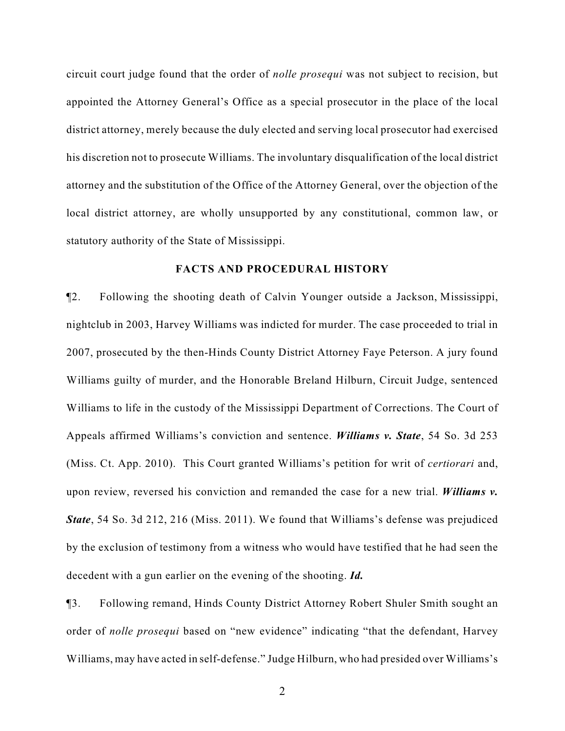circuit court judge found that the order of *nolle prosequi* was not subject to recision, but appointed the Attorney General's Office as a special prosecutor in the place of the local district attorney, merely because the duly elected and serving local prosecutor had exercised his discretion not to prosecute Williams. The involuntary disqualification of the local district attorney and the substitution of the Office of the Attorney General, over the objection of the local district attorney, are wholly unsupported by any constitutional, common law, or statutory authority of the State of Mississippi.

## FACTS AND PROCEDURAL HISTORY

¶2. Following the shooting death of Calvin Younger outside a Jackson, Mississippi, nightclub in 2003, Harvey Williams was indicted for murder. The case proceeded to trial in 2007, prosecuted by the then-Hinds County District Attorney Faye Peterson. A jury found Williams guilty of murder, and the Honorable Breland Hilburn, Circuit Judge, sentenced Williams to life in the custody of the Mississippi Department of Corrections. The Court of Appeals affirmed Williams's conviction and sentence. ***Williams v. State***, 54 So. 3d 253 (Miss. Ct. App. 2010). This Court granted Williams's petition for writ of *certiorari* and, upon review, reversed his conviction and remanded the case for a new trial. ***Williams v. State***, 54 So. 3d 212, 216 (Miss. 2011). We found that Williams's defense was prejudiced by the exclusion of testimony from a witness who would have testified that he had seen the decedent with a gun earlier on the evening of the shooting. ***Id.***

¶3. Following remand, Hinds County District Attorney Robert Shuler Smith sought an order of *nolle prosequi* based on "new evidence" indicating "that the defendant, Harvey Williams, may have acted in self-defense." Judge Hilburn, who had presided over Williams's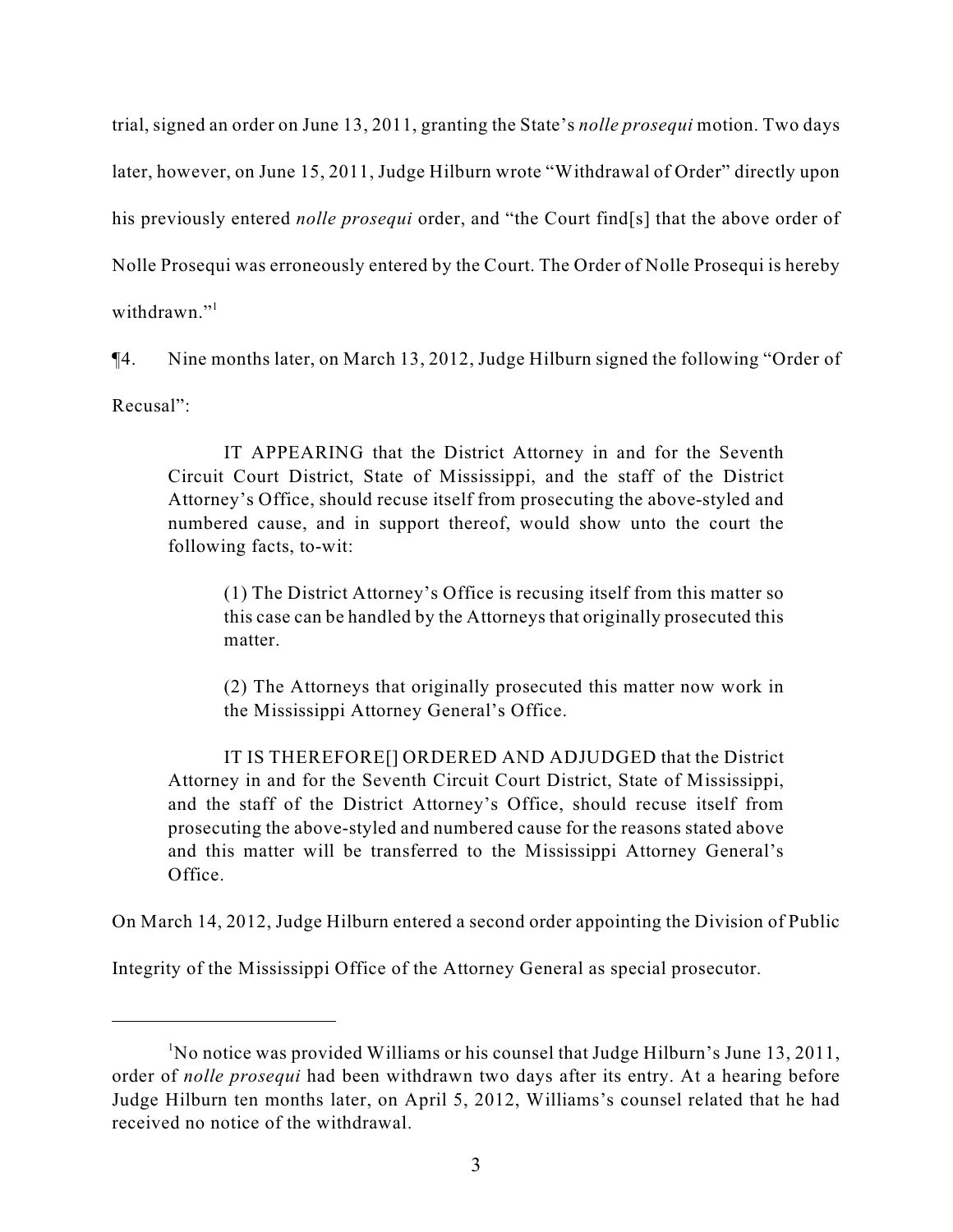trial, signed an order on June 13, 2011, granting the State's *nolle prosequi* motion. Two days later, however, on June 15, 2011, Judge Hilburn wrote "Withdrawal of Order" directly upon his previously entered *nolle prosequi* order, and "the Court find[s] that the above order of Nolle Prosequi was erroneously entered by the Court. The Order of Nolle Prosequi is hereby withdrawn."[1]

¶4. Nine months later, on March 13, 2012, Judge Hilburn signed the following "Order of Recusal":

> IT APPEARING that the District Attorney in and for the Seventh Circuit Court District, State of Mississippi, and the staff of the District Attorney's Office, should recuse itself from prosecuting the above-styled and numbered cause, and in support thereof, would show unto the court the following facts, to-wit:
>
> > (1) The District Attorney's Office is recusing itself from this matter so this case can be handled by the Attorneys that originally prosecuted this matter.
> >
> > (2) The Attorneys that originally prosecuted this matter now work in the Mississippi Attorney General's Office.
>
> IT IS THEREFORE[] ORDERED AND ADJUDGED that the District Attorney in and for the Seventh Circuit Court District, State of Mississippi, and the staff of the District Attorney's Office, should recuse itself from prosecuting the above-styled and numbered cause for the reasons stated above and this matter will be transferred to the Mississippi Attorney General's Office.

On March 14, 2012, Judge Hilburn entered a second order appointing the Division of Public Integrity of the Mississippi Office of the Attorney General as special prosecutor.

---

[1] No notice was provided Williams or his counsel that Judge Hilburn's June 13, 2011, order of *nolle prosequi* had been withdrawn two days after its entry. At a hearing before Judge Hilburn ten months later, on April 5, 2012, Williams's counsel related that he had received no notice of the withdrawal.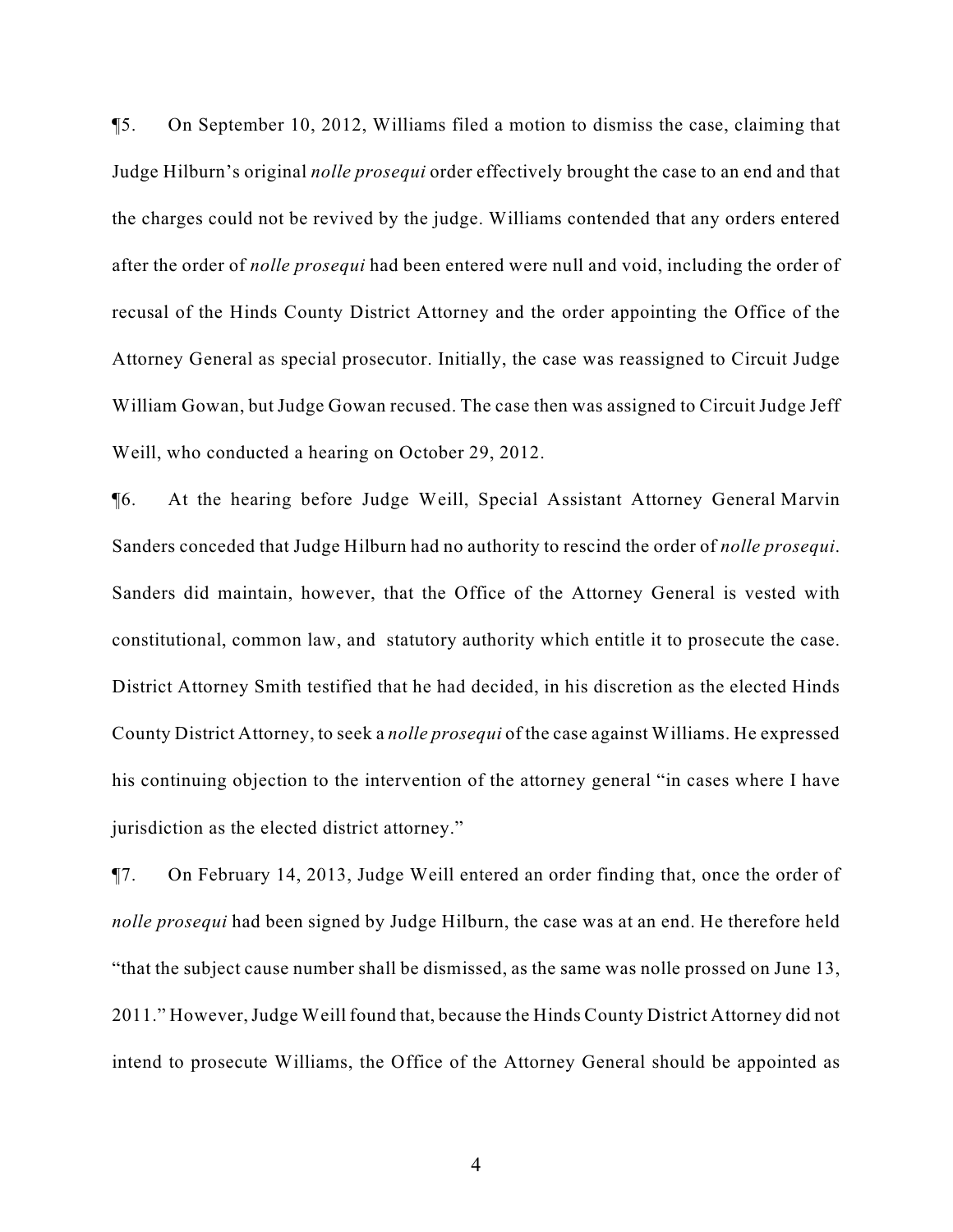¶5. On September 10, 2012, Williams filed a motion to dismiss the case, claiming that Judge Hilburn's original *nolle prosequi* order effectively brought the case to an end and that the charges could not be revived by the judge. Williams contended that any orders entered after the order of *nolle prosequi* had been entered were null and void, including the order of recusal of the Hinds County District Attorney and the order appointing the Office of the Attorney General as special prosecutor. Initially, the case was reassigned to Circuit Judge William Gowan, but Judge Gowan recused. The case then was assigned to Circuit Judge Jeff Weill, who conducted a hearing on October 29, 2012.

¶6. At the hearing before Judge Weill, Special Assistant Attorney General Marvin Sanders conceded that Judge Hilburn had no authority to rescind the order of *nolle prosequi*. Sanders did maintain, however, that the Office of the Attorney General is vested with constitutional, common law, and statutory authority which entitle it to prosecute the case. District Attorney Smith testified that he had decided, in his discretion as the elected Hinds County District Attorney, to seek a *nolle prosequi* of the case against Williams. He expressed his continuing objection to the intervention of the attorney general "in cases where I have jurisdiction as the elected district attorney."

¶7. On February 14, 2013, Judge Weill entered an order finding that, once the order of *nolle prosequi* had been signed by Judge Hilburn, the case was at an end. He therefore held "that the subject cause number shall be dismissed, as the same was nolle prossed on June 13, 2011." However, Judge Weill found that, because the Hinds County District Attorney did not intend to prosecute Williams, the Office of the Attorney General should be appointed as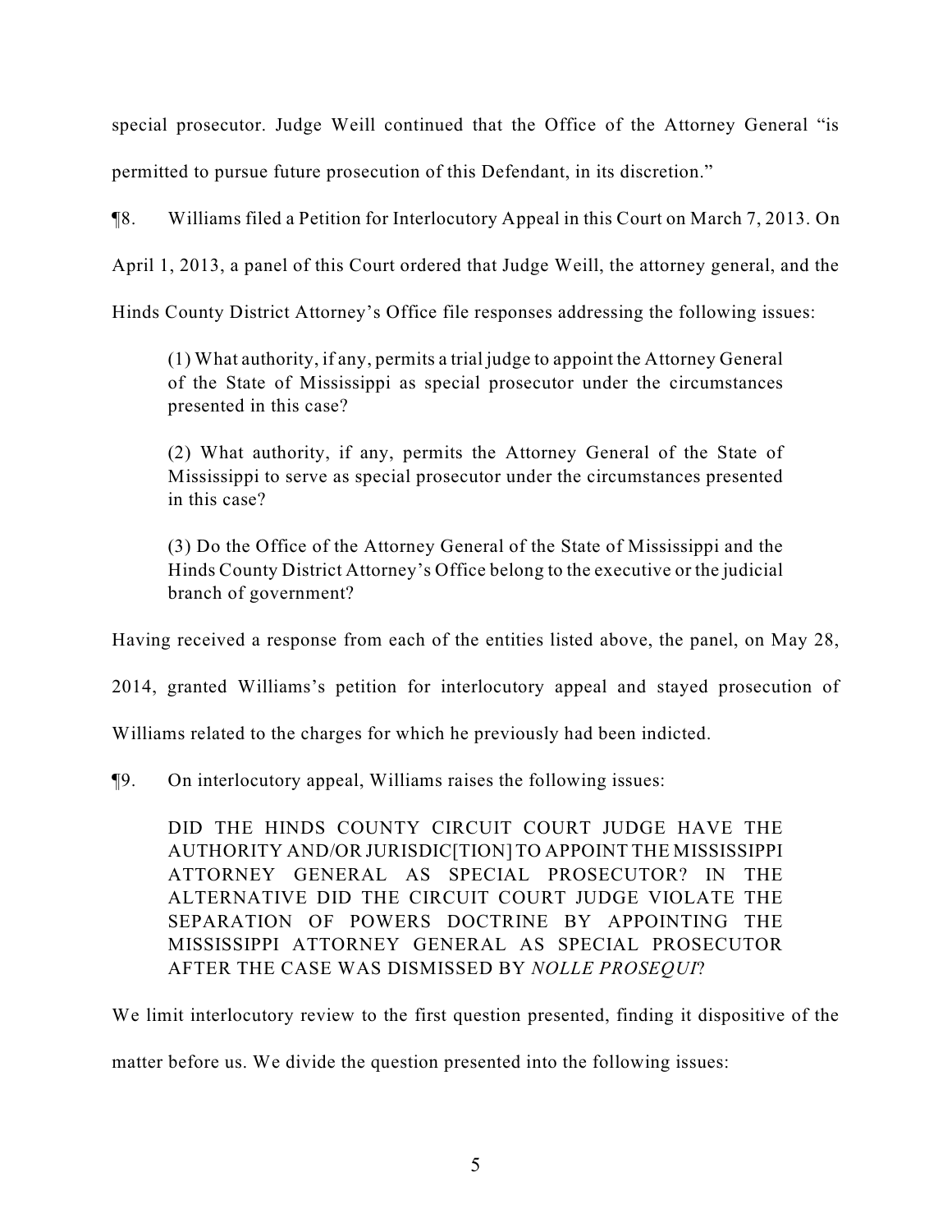special prosecutor. Judge Weill continued that the Office of the Attorney General "is permitted to pursue future prosecution of this Defendant, in its discretion."

¶8. Williams filed a Petition for Interlocutory Appeal in this Court on March 7, 2013. On April 1, 2013, a panel of this Court ordered that Judge Weill, the attorney general, and the Hinds County District Attorney's Office file responses addressing the following issues:

> (1) What authority, if any, permits a trial judge to appoint the Attorney General of the State of Mississippi as special prosecutor under the circumstances presented in this case?
>
> (2) What authority, if any, permits the Attorney General of the State of Mississippi to serve as special prosecutor under the circumstances presented in this case?
>
> (3) Do the Office of the Attorney General of the State of Mississippi and the Hinds County District Attorney's Office belong to the executive or the judicial branch of government?

Having received a response from each of the entities listed above, the panel, on May 28, 2014, granted Williams's petition for interlocutory appeal and stayed prosecution of Williams related to the charges for which he previously had been indicted.

¶9. On interlocutory appeal, Williams raises the following issues:

> DID THE HINDS COUNTY CIRCUIT COURT JUDGE HAVE THE AUTHORITY AND/OR JURISDIC[TION] TO APPOINT THE MISSISSIPPI ATTORNEY GENERAL AS SPECIAL PROSECUTOR? IN THE ALTERNATIVE DID THE CIRCUIT COURT JUDGE VIOLATE THE SEPARATION OF POWERS DOCTRINE BY APPOINTING THE MISSISSIPPI ATTORNEY GENERAL AS SPECIAL PROSECUTOR AFTER THE CASE WAS DISMISSED BY *NOLLE PROSEQUI*?

We limit interlocutory review to the first question presented, finding it dispositive of the matter before us. We divide the question presented into the following issues: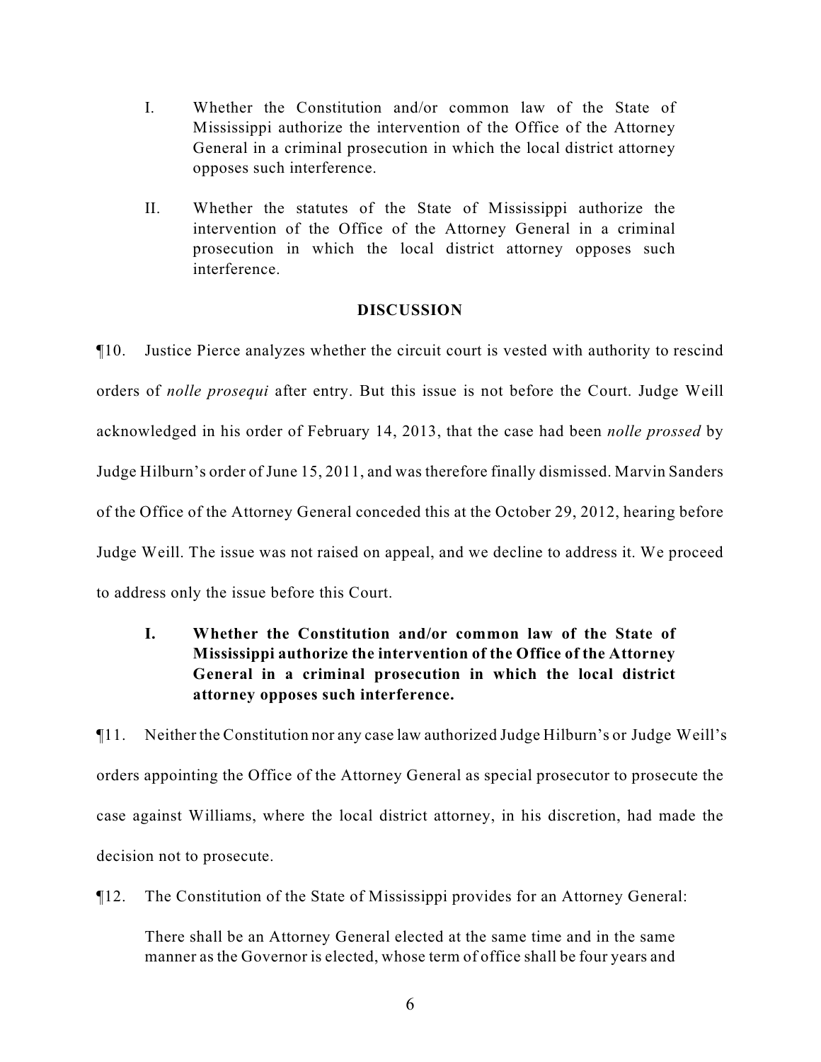I. Whether the Constitution and/or common law of the State of Mississippi authorize the intervention of the Office of the Attorney General in a criminal prosecution in which the local district attorney opposes such interference.

II. Whether the statutes of the State of Mississippi authorize the intervention of the Office of the Attorney General in a criminal prosecution in which the local district attorney opposes such interference.

## DISCUSSION

¶10. Justice Pierce analyzes whether the circuit court is vested with authority to rescind orders of *nolle prosequi* after entry. But this issue is not before the Court. Judge Weill acknowledged in his order of February 14, 2013, that the case had been *nolle prossed* by Judge Hilburn's order of June 15, 2011, and was therefore finally dismissed. Marvin Sanders of the Office of the Attorney General conceded this at the October 29, 2012, hearing before Judge Weill. The issue was not raised on appeal, and we decline to address it. We proceed to address only the issue before this Court.

### I. Whether the Constitution and/or common law of the State of Mississippi authorize the intervention of the Office of the Attorney General in a criminal prosecution in which the local district attorney opposes such interference.

¶11. Neither the Constitution nor any case law authorized Judge Hilburn's or Judge Weill's orders appointing the Office of the Attorney General as special prosecutor to prosecute the case against Williams, where the local district attorney, in his discretion, had made the decision not to prosecute.

¶12. The Constitution of the State of Mississippi provides for an Attorney General:

> There shall be an Attorney General elected at the same time and in the same manner as the Governor is elected, whose term of office shall be four years and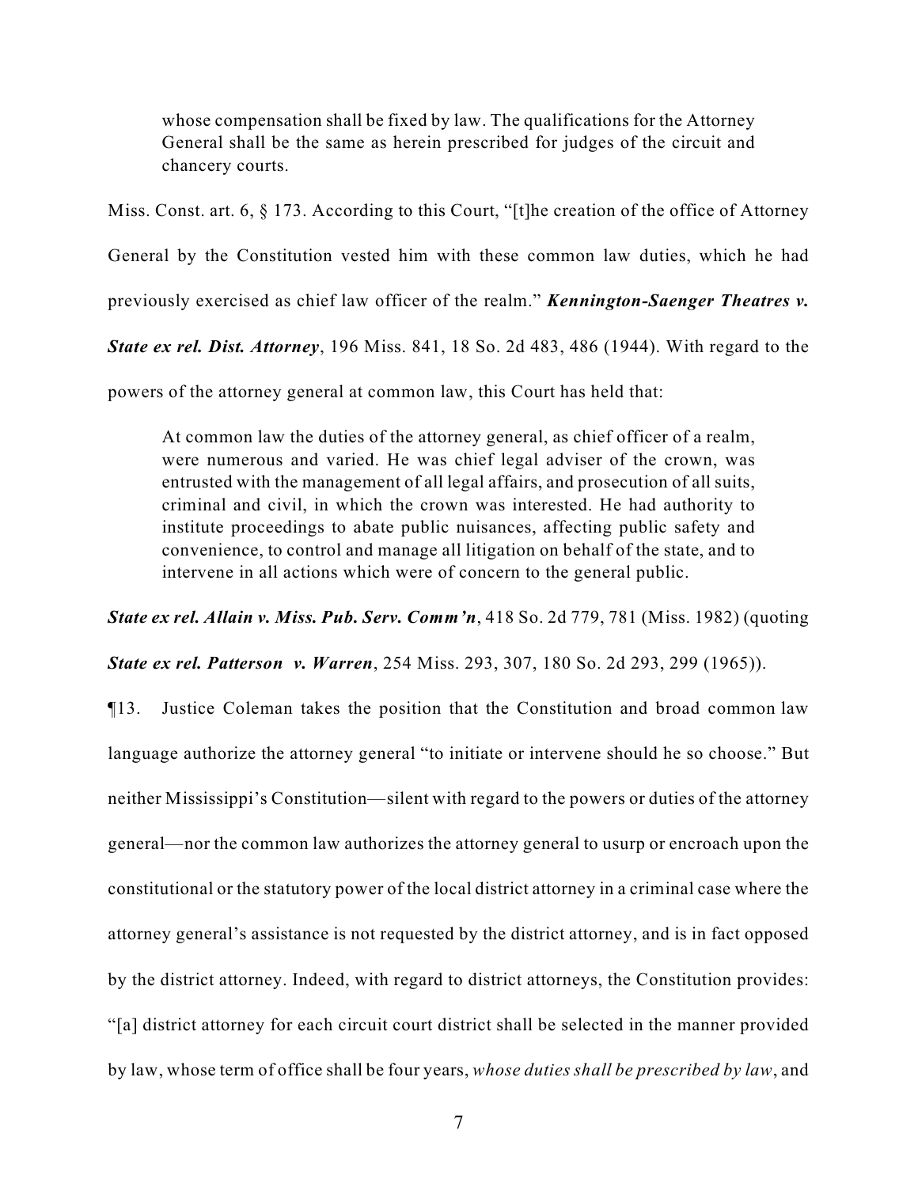> whose compensation shall be fixed by law. The qualifications for the Attorney General shall be the same as herein prescribed for judges of the circuit and chancery courts.

Miss. Const. art. 6, § 173. According to this Court, "[t]he creation of the office of Attorney General by the Constitution vested him with these common law duties, which he had previously exercised as chief law officer of the realm." ***Kennington-Saenger Theatres v. State ex rel. Dist. Attorney***, 196 Miss. 841, 18 So. 2d 483, 486 (1944). With regard to the powers of the attorney general at common law, this Court has held that:

> At common law the duties of the attorney general, as chief officer of a realm, were numerous and varied. He was chief legal adviser of the crown, was entrusted with the management of all legal affairs, and prosecution of all suits, criminal and civil, in which the crown was interested. He had authority to institute proceedings to abate public nuisances, affecting public safety and convenience, to control and manage all litigation on behalf of the state, and to intervene in all actions which were of concern to the general public.

***State ex rel. Allain v. Miss. Pub. Serv. Comm'n***, 418 So. 2d 779, 781 (Miss. 1982) (quoting ***State ex rel. Patterson v. Warren***, 254 Miss. 293, 307, 180 So. 2d 293, 299 (1965)).

¶13. Justice Coleman takes the position that the Constitution and broad common law language authorize the attorney general "to initiate or intervene should he so choose." But neither Mississippi's Constitution—silent with regard to the powers or duties of the attorney general—nor the common law authorizes the attorney general to usurp or encroach upon the constitutional or the statutory power of the local district attorney in a criminal case where the attorney general's assistance is not requested by the district attorney, and is in fact opposed by the district attorney. Indeed, with regard to district attorneys, the Constitution provides: "[a] district attorney for each circuit court district shall be selected in the manner provided by law, whose term of office shall be four years, *whose duties shall be prescribed by law*, and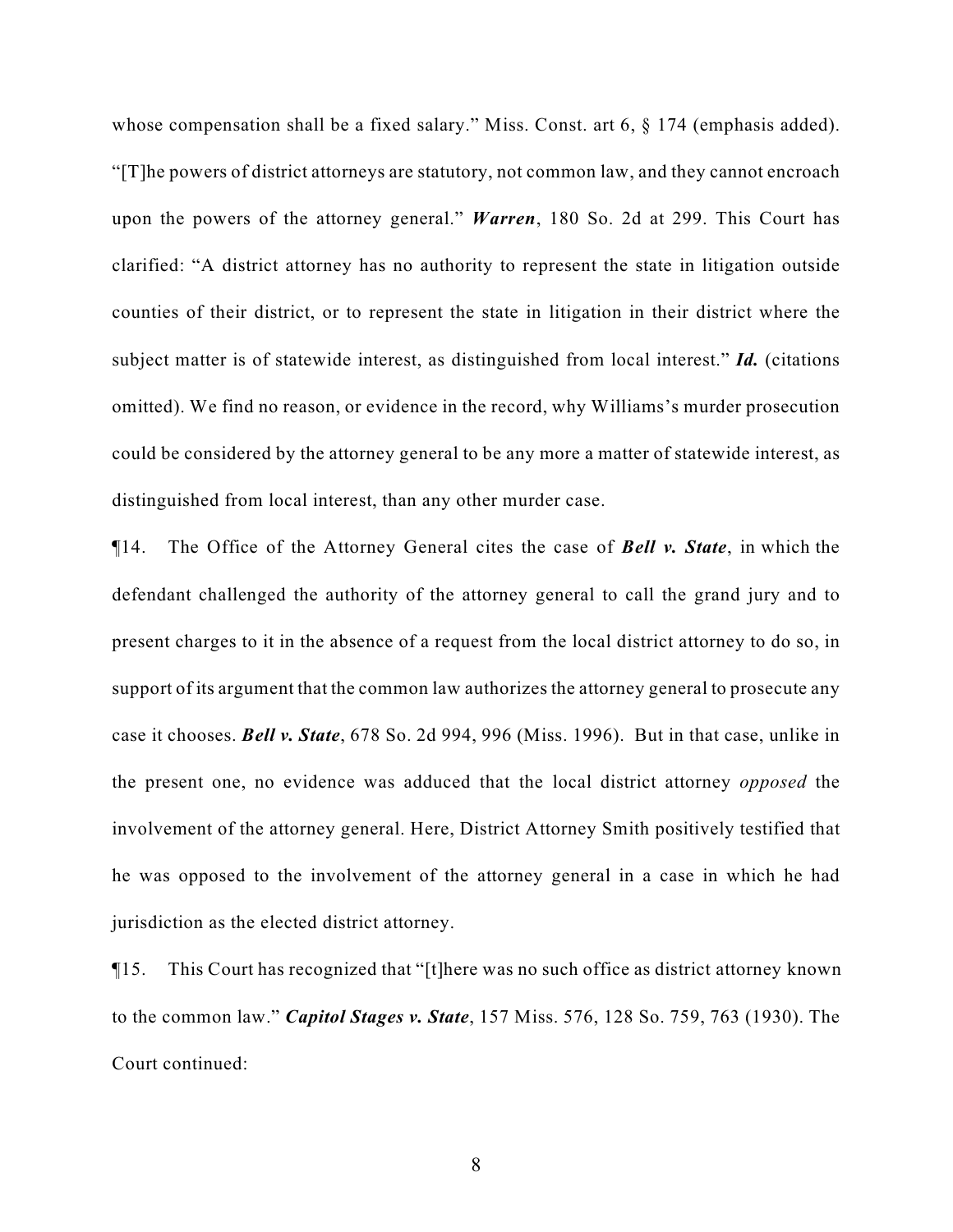whose compensation shall be a fixed salary." Miss. Const. art 6, § 174 (emphasis added). "[T]he powers of district attorneys are statutory, not common law, and they cannot encroach upon the powers of the attorney general." ***Warren***, 180 So. 2d at 299. This Court has clarified: "A district attorney has no authority to represent the state in litigation outside counties of their district, or to represent the state in litigation in their district where the subject matter is of statewide interest, as distinguished from local interest." ***Id.*** (citations omitted). We find no reason, or evidence in the record, why Williams's murder prosecution could be considered by the attorney general to be any more a matter of statewide interest, as distinguished from local interest, than any other murder case.

¶14. The Office of the Attorney General cites the case of ***Bell v. State***, in which the defendant challenged the authority of the attorney general to call the grand jury and to present charges to it in the absence of a request from the local district attorney to do so, in support of its argument that the common law authorizes the attorney general to prosecute any case it chooses. ***Bell v. State***, 678 So. 2d 994, 996 (Miss. 1996). But in that case, unlike in the present one, no evidence was adduced that the local district attorney *opposed* the involvement of the attorney general. Here, District Attorney Smith positively testified that he was opposed to the involvement of the attorney general in a case in which he had jurisdiction as the elected district attorney.

¶15. This Court has recognized that "[t]here was no such office as district attorney known to the common law." ***Capitol Stages v. State***, 157 Miss. 576, 128 So. 759, 763 (1930). The Court continued: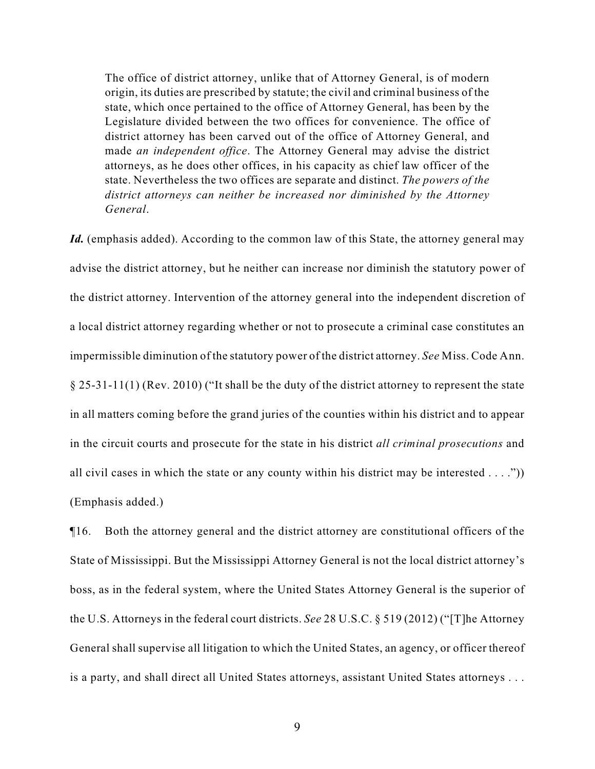> The office of district attorney, unlike that of Attorney General, is of modern origin, its duties are prescribed by statute; the civil and criminal business of the state, which once pertained to the office of Attorney General, has been by the Legislature divided between the two offices for convenience. The office of district attorney has been carved out of the office of Attorney General, and made *an independent office*. The Attorney General may advise the district attorneys, as he does other offices, in his capacity as chief law officer of the state. Nevertheless the two offices are separate and distinct. *The powers of the district attorneys can neither be increased nor diminished by the Attorney General*.

***Id.*** (emphasis added). According to the common law of this State, the attorney general may advise the district attorney, but he neither can increase nor diminish the statutory power of the district attorney. Intervention of the attorney general into the independent discretion of a local district attorney regarding whether or not to prosecute a criminal case constitutes an impermissible diminution of the statutory power of the district attorney. *See* Miss. Code Ann. § 25-31-11(1) (Rev. 2010) ("It shall be the duty of the district attorney to represent the state in all matters coming before the grand juries of the counties within his district and to appear in the circuit courts and prosecute for the state in his district *all criminal prosecutions* and all civil cases in which the state or any county within his district may be interested . . . .")) (Emphasis added.)

¶16. Both the attorney general and the district attorney are constitutional officers of the State of Mississippi. But the Mississippi Attorney General is not the local district attorney's boss, as in the federal system, where the United States Attorney General is the superior of the U.S. Attorneys in the federal court districts. *See* 28 U.S.C. § 519 (2012) ("[T]he Attorney General shall supervise all litigation to which the United States, an agency, or officer thereof is a party, and shall direct all United States attorneys, assistant United States attorneys . . .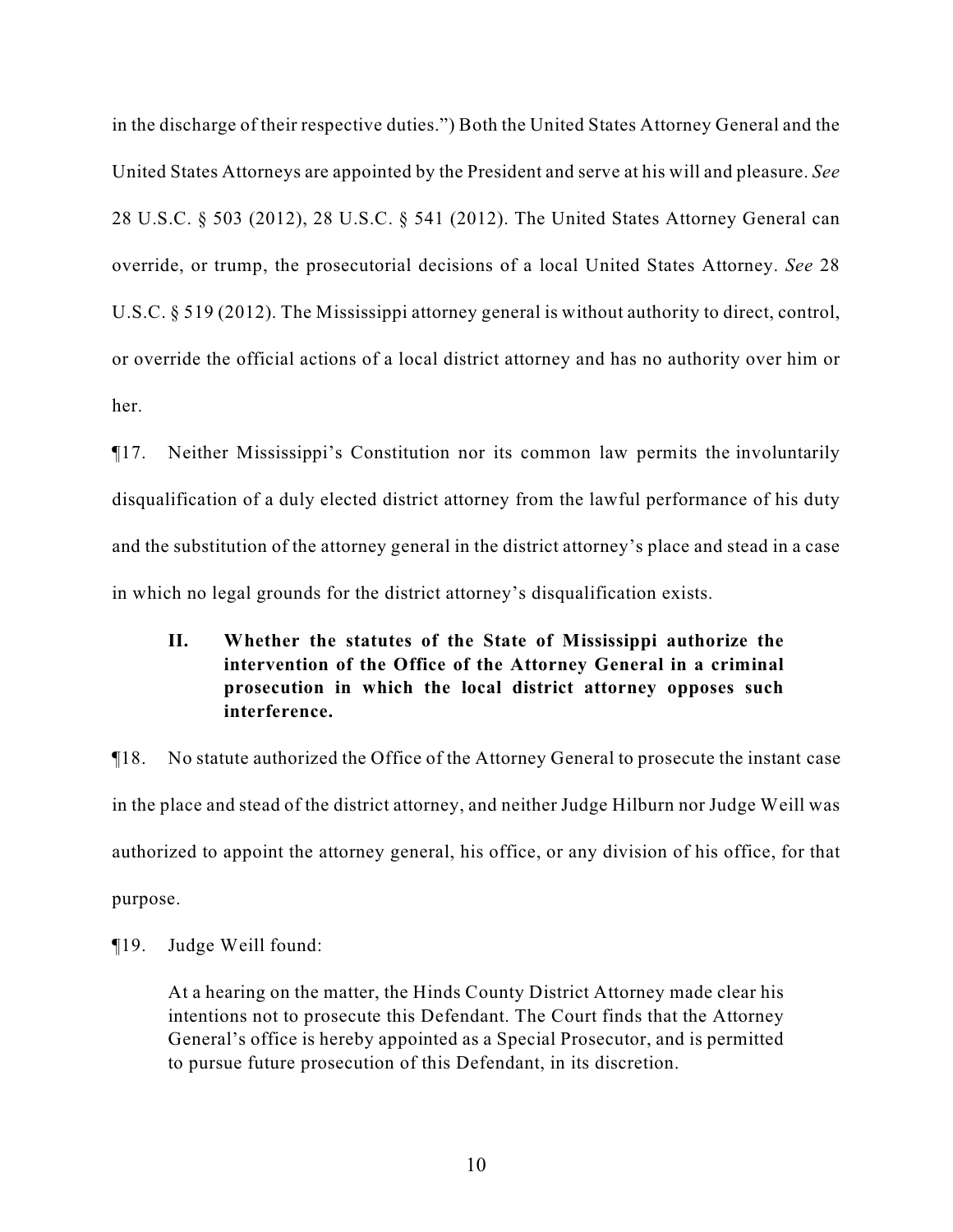in the discharge of their respective duties.") Both the United States Attorney General and the United States Attorneys are appointed by the President and serve at his will and pleasure. *See* 28 U.S.C. § 503 (2012), 28 U.S.C. § 541 (2012). The United States Attorney General can override, or trump, the prosecutorial decisions of a local United States Attorney. *See* 28 U.S.C. § 519 (2012). The Mississippi attorney general is without authority to direct, control, or override the official actions of a local district attorney and has no authority over him or her.

¶17. Neither Mississippi's Constitution nor its common law permits the involuntarily disqualification of a duly elected district attorney from the lawful performance of his duty and the substitution of the attorney general in the district attorney's place and stead in a case in which no legal grounds for the district attorney's disqualification exists.

### II. Whether the statutes of the State of Mississippi authorize the intervention of the Office of the Attorney General in a criminal prosecution in which the local district attorney opposes such interference.

¶18. No statute authorized the Office of the Attorney General to prosecute the instant case in the place and stead of the district attorney, and neither Judge Hilburn nor Judge Weill was authorized to appoint the attorney general, his office, or any division of his office, for that purpose.

¶19. Judge Weill found:

> At a hearing on the matter, the Hinds County District Attorney made clear his intentions not to prosecute this Defendant. The Court finds that the Attorney General's office is hereby appointed as a Special Prosecutor, and is permitted to pursue future prosecution of this Defendant, in its discretion.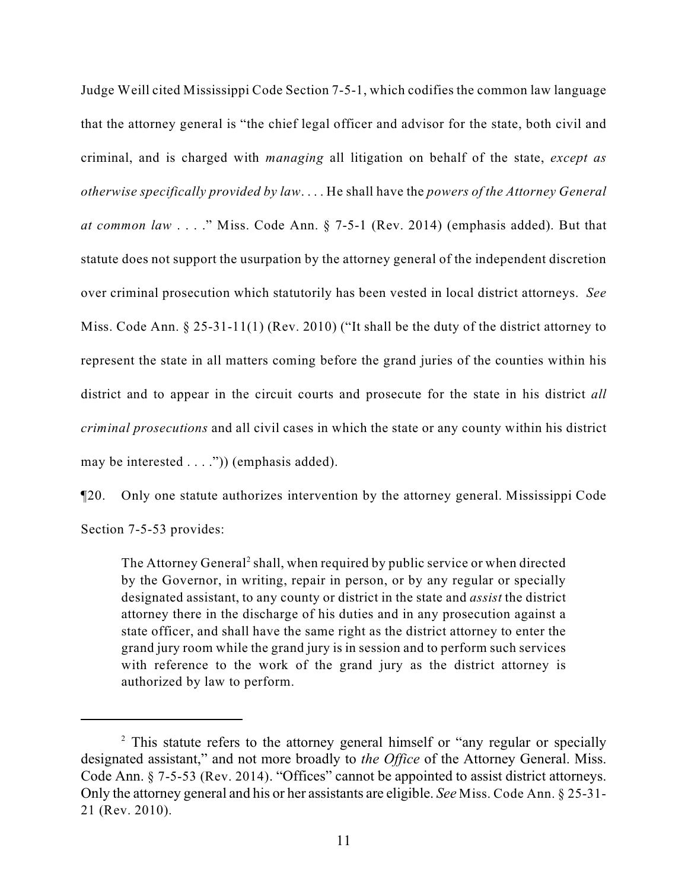Judge Weill cited Mississippi Code Section 7-5-1, which codifies the common law language that the attorney general is "the chief legal officer and advisor for the state, both civil and criminal, and is charged with *managing* all litigation on behalf of the state, *except as otherwise specifically provided by law*. . . . He shall have the *powers of the Attorney General at common law* . . . ." Miss. Code Ann. § 7-5-1 (Rev. 2014) (emphasis added). But that statute does not support the usurpation by the attorney general of the independent discretion over criminal prosecution which statutorily has been vested in local district attorneys. *See* Miss. Code Ann. § 25-31-11(1) (Rev. 2010) ("It shall be the duty of the district attorney to represent the state in all matters coming before the grand juries of the counties within his district and to appear in the circuit courts and prosecute for the state in his district *all criminal prosecutions* and all civil cases in which the state or any county within his district may be interested . . . .")) (emphasis added).

¶20. Only one statute authorizes intervention by the attorney general. Mississippi Code Section 7-5-53 provides:

> The Attorney General[2] shall, when required by public service or when directed by the Governor, in writing, repair in person, or by any regular or specially designated assistant, to any county or district in the state and *assist* the district attorney there in the discharge of his duties and in any prosecution against a state officer, and shall have the same right as the district attorney to enter the grand jury room while the grand jury is in session and to perform such services with reference to the work of the grand jury as the district attorney is authorized by law to perform.

---

[2] This statute refers to the attorney general himself or "any regular or specially designated assistant," and not more broadly to *the Office* of the Attorney General. Miss. Code Ann. § 7-5-53 (Rev. 2014). "Offices" cannot be appointed to assist district attorneys. Only the attorney general and his or her assistants are eligible. *See* Miss. Code Ann. § 25-31-21 (Rev. 2010).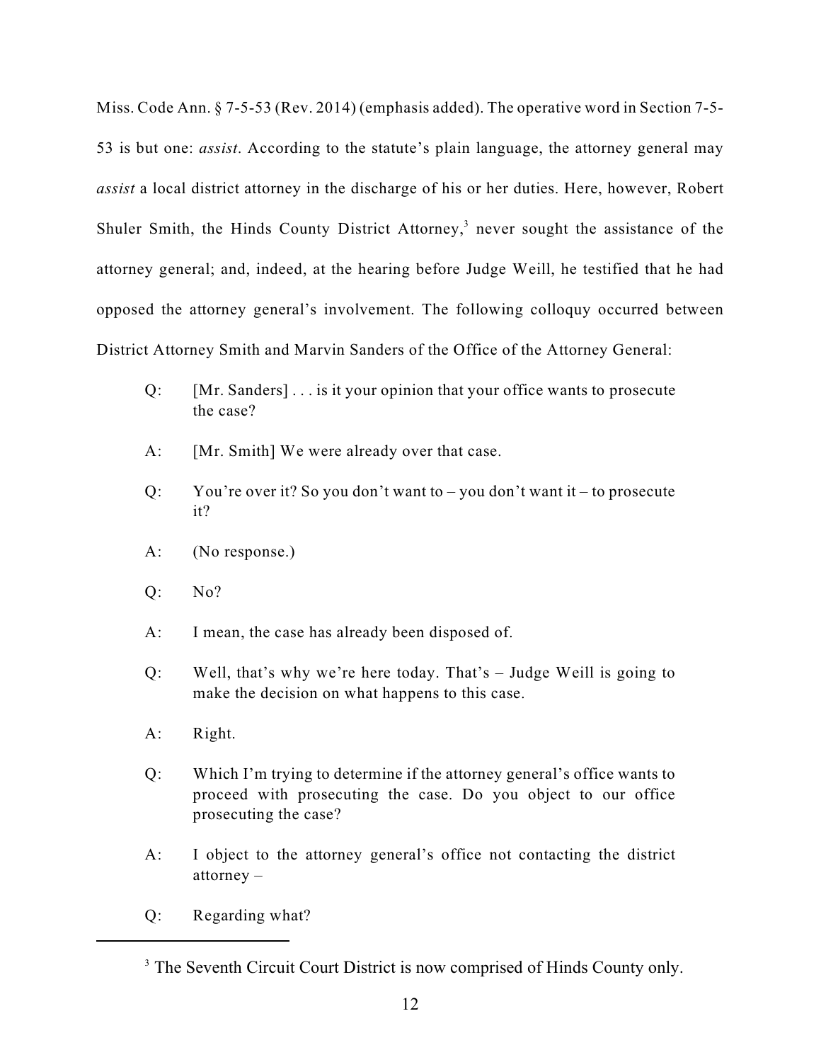Miss. Code Ann. § 7-5-53 (Rev. 2014) (emphasis added). The operative word in Section 7-5-53 is but one: *assist*. According to the statute's plain language, the attorney general may *assist* a local district attorney in the discharge of his or her duties. Here, however, Robert Shuler Smith, the Hinds County District Attorney,[3] never sought the assistance of the attorney general; and, indeed, at the hearing before Judge Weill, he testified that he had opposed the attorney general's involvement. The following colloquy occurred between District Attorney Smith and Marvin Sanders of the Office of the Attorney General:

> Q: [Mr. Sanders] . . . is it your opinion that your office wants to prosecute the case?
>
> A: [Mr. Smith] We were already over that case.
>
> Q: You're over it? So you don't want to – you don't want it – to prosecute it?
>
> A: (No response.)
>
> Q: No?
>
> A: I mean, the case has already been disposed of.
>
> Q: Well, that's why we're here today. That's – Judge Weill is going to make the decision on what happens to this case.
>
> A: Right.
>
> Q: Which I'm trying to determine if the attorney general's office wants to proceed with prosecuting the case. Do you object to our office prosecuting the case?
>
> A: I object to the attorney general's office not contacting the district attorney –
>
> Q: Regarding what?

---

[3] The Seventh Circuit Court District is now comprised of Hinds County only.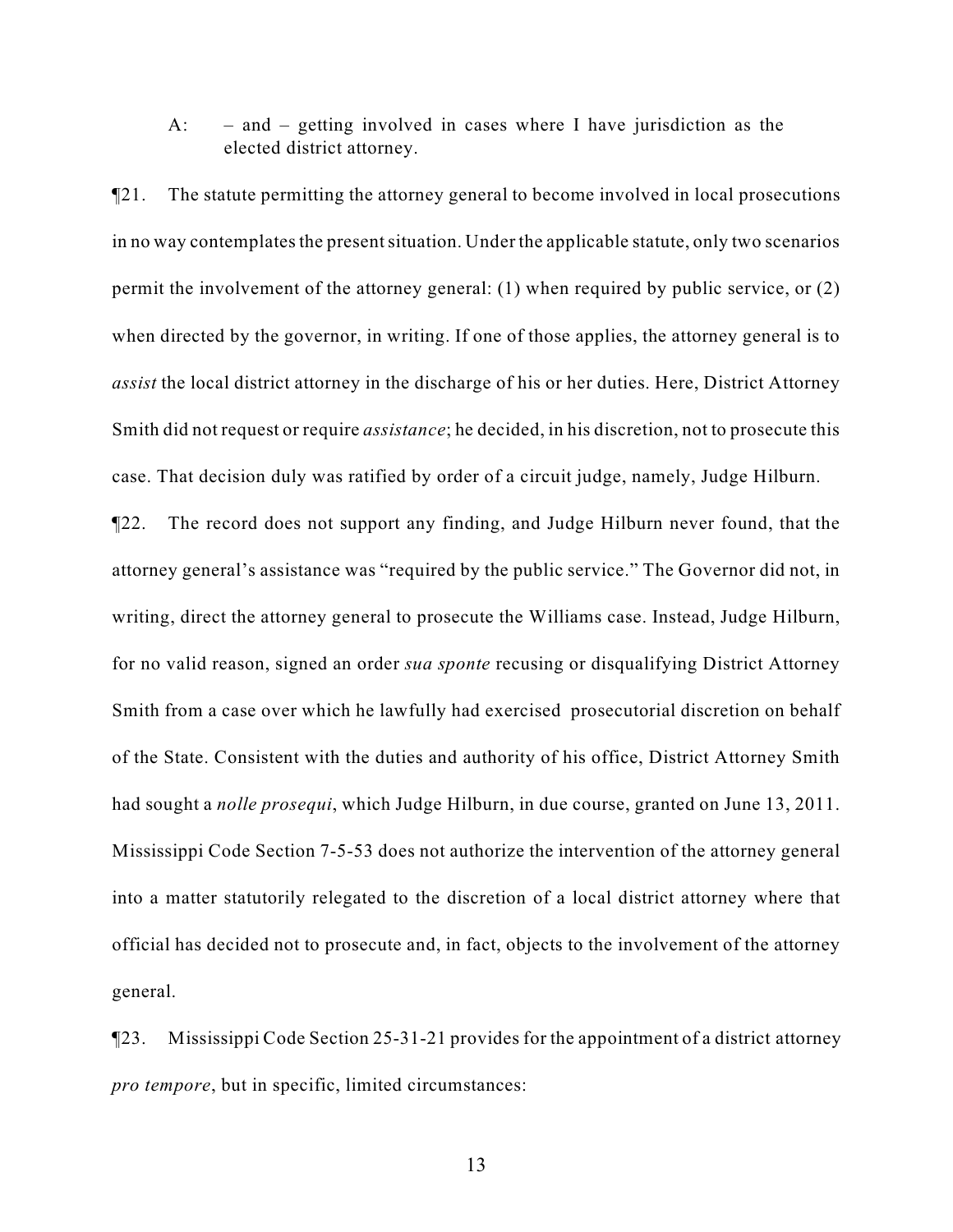A: – and – getting involved in cases where I have jurisdiction as the elected district attorney.

¶21. The statute permitting the attorney general to become involved in local prosecutions in no way contemplates the present situation. Under the applicable statute, only two scenarios permit the involvement of the attorney general: (1) when required by public service, or (2) when directed by the governor, in writing. If one of those applies, the attorney general is to *assist* the local district attorney in the discharge of his or her duties. Here, District Attorney Smith did not request or require *assistance*; he decided, in his discretion, not to prosecute this case. That decision duly was ratified by order of a circuit judge, namely, Judge Hilburn.

¶22. The record does not support any finding, and Judge Hilburn never found, that the attorney general's assistance was "required by the public service." The Governor did not, in writing, direct the attorney general to prosecute the Williams case. Instead, Judge Hilburn, for no valid reason, signed an order *sua sponte* recusing or disqualifying District Attorney Smith from a case over which he lawfully had exercised prosecutorial discretion on behalf of the State. Consistent with the duties and authority of his office, District Attorney Smith had sought a *nolle prosequi*, which Judge Hilburn, in due course, granted on June 13, 2011. Mississippi Code Section 7-5-53 does not authorize the intervention of the attorney general into a matter statutorily relegated to the discretion of a local district attorney where that official has decided not to prosecute and, in fact, objects to the involvement of the attorney general.

¶23. Mississippi Code Section 25-31-21 provides for the appointment of a district attorney *pro tempore*, but in specific, limited circumstances: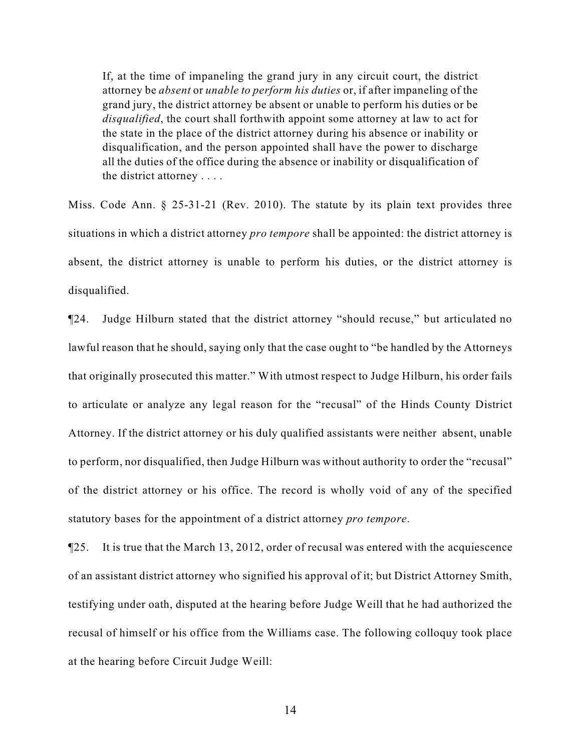> If, at the time of impaneling the grand jury in any circuit court, the district attorney be *absent* or *unable to perform his duties* or, if after impaneling of the grand jury, the district attorney be absent or unable to perform his duties or be *disqualified*, the court shall forthwith appoint some attorney at law to act for the state in the place of the district attorney during his absence or inability or disqualification, and the person appointed shall have the power to discharge all the duties of the office during the absence or inability or disqualification of the district attorney . . . .

Miss. Code Ann. § 25-31-21 (Rev. 2010). The statute by its plain text provides three situations in which a district attorney *pro tempore* shall be appointed: the district attorney is absent, the district attorney is unable to perform his duties, or the district attorney is disqualified.

¶24. Judge Hilburn stated that the district attorney "should recuse," but articulated no lawful reason that he should, saying only that the case ought to "be handled by the Attorneys that originally prosecuted this matter." With utmost respect to Judge Hilburn, his order fails to articulate or analyze any legal reason for the "recusal" of the Hinds County District Attorney. If the district attorney or his duly qualified assistants were neither absent, unable to perform, nor disqualified, then Judge Hilburn was without authority to order the "recusal" of the district attorney or his office. The record is wholly void of any of the specified statutory bases for the appointment of a district attorney *pro tempore*.

¶25. It is true that the March 13, 2012, order of recusal was entered with the acquiescence of an assistant district attorney who signified his approval of it; but District Attorney Smith, testifying under oath, disputed at the hearing before Judge Weill that he had authorized the recusal of himself or his office from the Williams case. The following colloquy took place at the hearing before Circuit Judge Weill: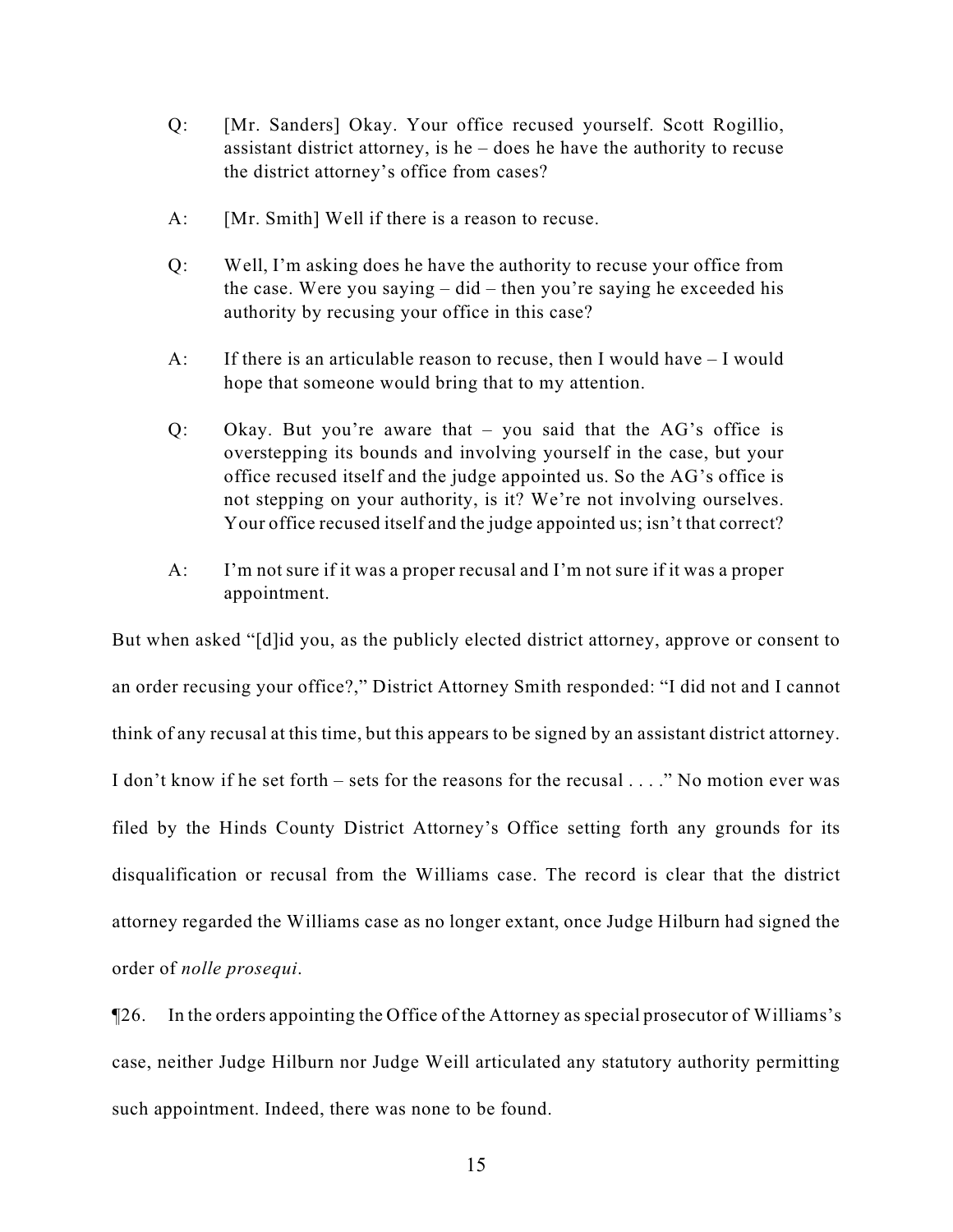Q: [Mr. Sanders] Okay. Your office recused yourself. Scott Rogillio, assistant district attorney, is he – does he have the authority to recuse the district attorney's office from cases?

A: [Mr. Smith] Well if there is a reason to recuse.

Q: Well, I'm asking does he have the authority to recuse your office from the case. Were you saying – did – then you're saying he exceeded his authority by recusing your office in this case?

A: If there is an articulable reason to recuse, then I would have – I would hope that someone would bring that to my attention.

Q: Okay. But you're aware that – you said that the AG's office is overstepping its bounds and involving yourself in the case, but your office recused itself and the judge appointed us. So the AG's office is not stepping on your authority, is it? We're not involving ourselves. Your office recused itself and the judge appointed us; isn't that correct?

A: I'm not sure if it was a proper recusal and I'm not sure if it was a proper appointment.

But when asked "[d]id you, as the publicly elected district attorney, approve or consent to an order recusing your office?," District Attorney Smith responded: "I did not and I cannot think of any recusal at this time, but this appears to be signed by an assistant district attorney. I don't know if he set forth – sets for the reasons for the recusal . . . ." No motion ever was filed by the Hinds County District Attorney's Office setting forth any grounds for its disqualification or recusal from the Williams case. The record is clear that the district attorney regarded the Williams case as no longer extant, once Judge Hilburn had signed the order of *nolle prosequi*.

¶26. In the orders appointing the Office of the Attorney as special prosecutor of Williams's case, neither Judge Hilburn nor Judge Weill articulated any statutory authority permitting such appointment. Indeed, there was none to be found.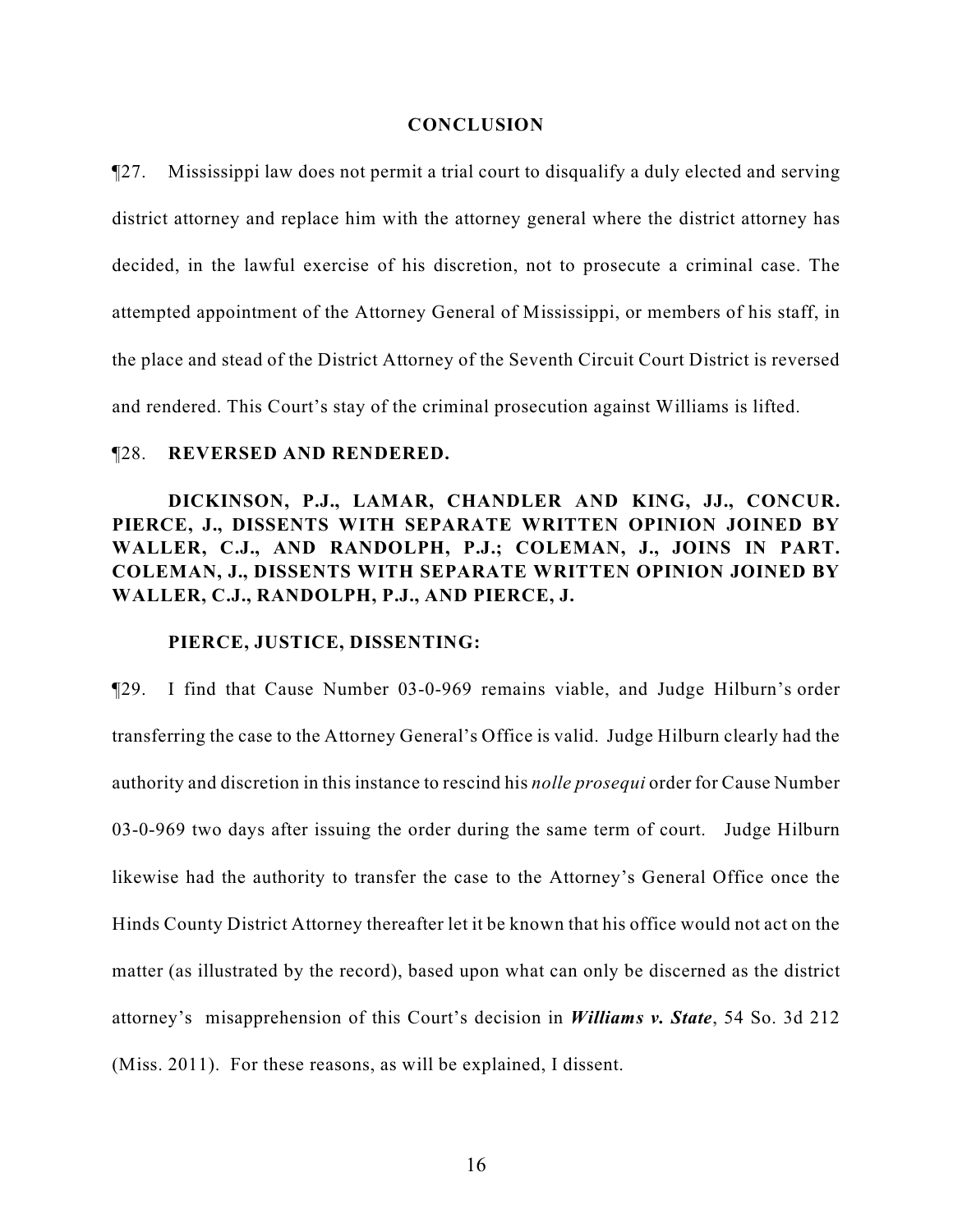## CONCLUSION

¶27. Mississippi law does not permit a trial court to disqualify a duly elected and serving district attorney and replace him with the attorney general where the district attorney has decided, in the lawful exercise of his discretion, not to prosecute a criminal case. The attempted appointment of the Attorney General of Mississippi, or members of his staff, in the place and stead of the District Attorney of the Seventh Circuit Court District is reversed and rendered. This Court's stay of the criminal prosecution against Williams is lifted.

¶28. **REVERSED AND RENDERED.**

**DICKINSON, P.J., LAMAR, CHANDLER AND KING, JJ., CONCUR. PIERCE, J., DISSENTS WITH SEPARATE WRITTEN OPINION JOINED BY WALLER, C.J., AND RANDOLPH, P.J.; COLEMAN, J., JOINS IN PART. COLEMAN, J., DISSENTS WITH SEPARATE WRITTEN OPINION JOINED BY WALLER, C.J., RANDOLPH, P.J., AND PIERCE, J.**

**PIERCE, JUSTICE, DISSENTING:**

¶29. I find that Cause Number 03-0-969 remains viable, and Judge Hilburn's order transferring the case to the Attorney General's Office is valid. Judge Hilburn clearly had the authority and discretion in this instance to rescind his *nolle prosequi* order for Cause Number 03-0-969 two days after issuing the order during the same term of court. Judge Hilburn likewise had the authority to transfer the case to the Attorney's General Office once the Hinds County District Attorney thereafter let it be known that his office would not act on the matter (as illustrated by the record), based upon what can only be discerned as the district attorney's misapprehension of this Court's decision in ***Williams v. State***, 54 So. 3d 212 (Miss. 2011). For these reasons, as will be explained, I dissent.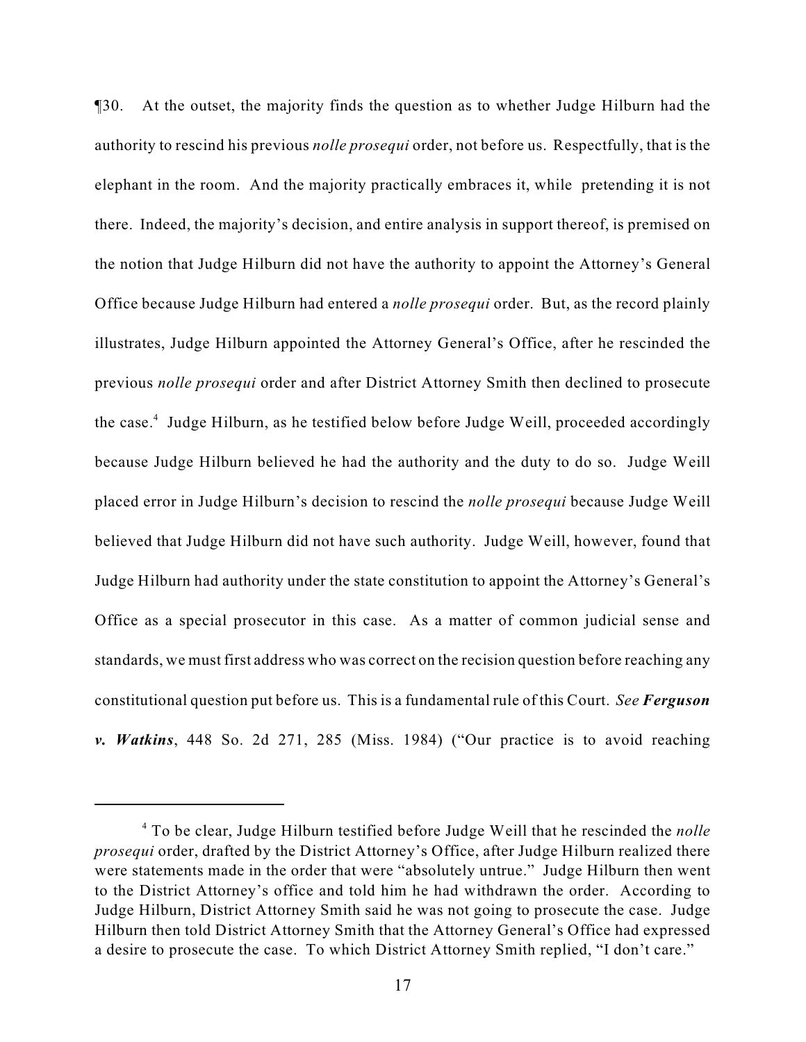¶30. At the outset, the majority finds the question as to whether Judge Hilburn had the authority to rescind his previous *nolle prosequi* order, not before us. Respectfully, that is the elephant in the room. And the majority practically embraces it, while pretending it is not there. Indeed, the majority's decision, and entire analysis in support thereof, is premised on the notion that Judge Hilburn did not have the authority to appoint the Attorney's General Office because Judge Hilburn had entered a *nolle prosequi* order. But, as the record plainly illustrates, Judge Hilburn appointed the Attorney General's Office, after he rescinded the previous *nolle prosequi* order and after District Attorney Smith then declined to prosecute the case.[4] Judge Hilburn, as he testified below before Judge Weill, proceeded accordingly because Judge Hilburn believed he had the authority and the duty to do so. Judge Weill placed error in Judge Hilburn's decision to rescind the *nolle prosequi* because Judge Weill believed that Judge Hilburn did not have such authority. Judge Weill, however, found that Judge Hilburn had authority under the state constitution to appoint the Attorney's General's Office as a special prosecutor in this case. As a matter of common judicial sense and standards, we must first address who was correct on the recision question before reaching any constitutional question put before us. This is a fundamental rule of this Court. *See* ***Ferguson v. Watkins***, 448 So. 2d 271, 285 (Miss. 1984) ("Our practice is to avoid reaching

[4] To be clear, Judge Hilburn testified before Judge Weill that he rescinded the *nolle prosequi* order, drafted by the District Attorney's Office, after Judge Hilburn realized there were statements made in the order that were "absolutely untrue." Judge Hilburn then went to the District Attorney's office and told him he had withdrawn the order. According to Judge Hilburn, District Attorney Smith said he was not going to prosecute the case. Judge Hilburn then told District Attorney Smith that the Attorney General's Office had expressed a desire to prosecute the case. To which District Attorney Smith replied, "I don't care."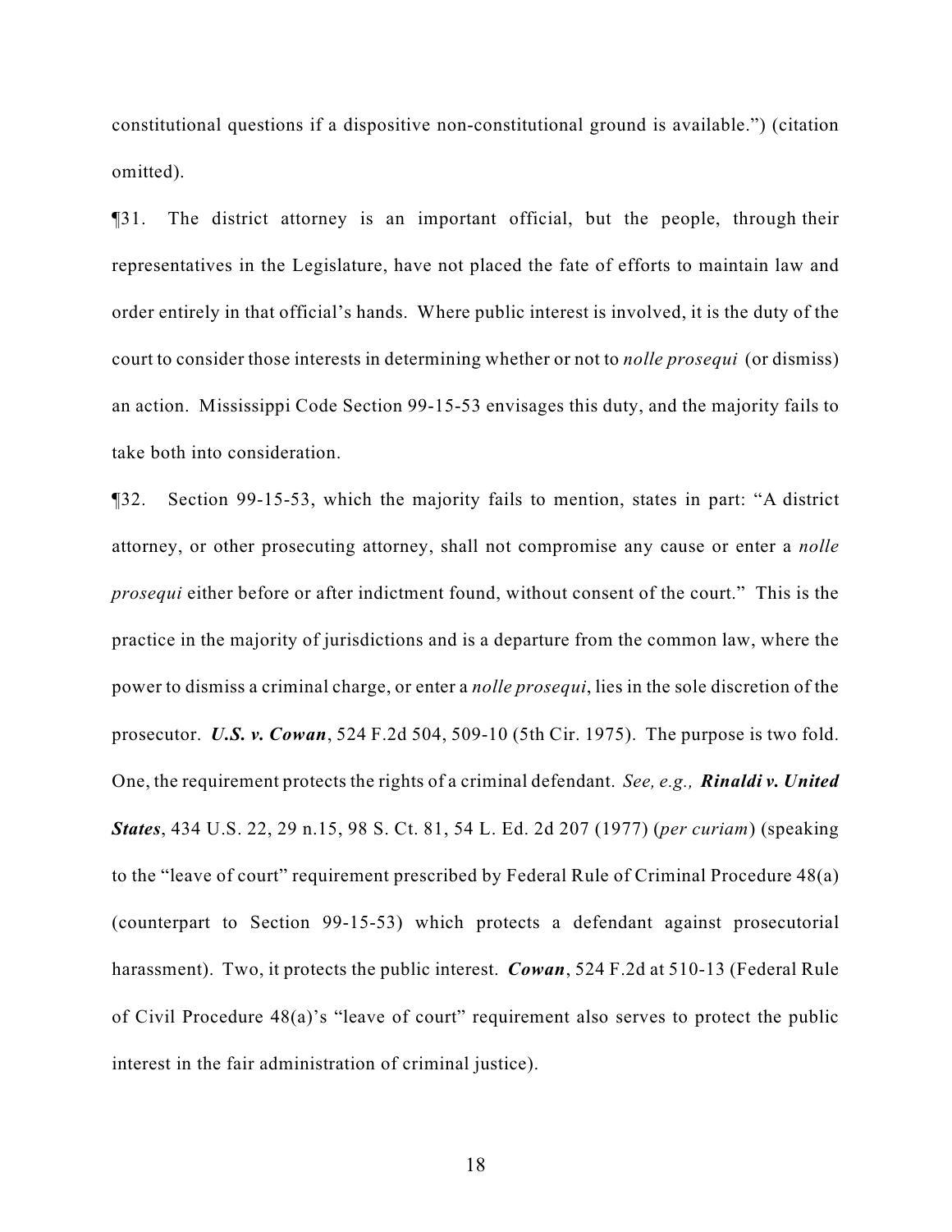constitutional questions if a dispositive non-constitutional ground is available.") (citation omitted).

¶31. The district attorney is an important official, but the people, through their representatives in the Legislature, have not placed the fate of efforts to maintain law and order entirely in that official's hands. Where public interest is involved, it is the duty of the court to consider those interests in determining whether or not to *nolle prosequi* (or dismiss) an action. Mississippi Code Section 99-15-53 envisages this duty, and the majority fails to take both into consideration.

¶32. Section 99-15-53, which the majority fails to mention, states in part: "A district attorney, or other prosecuting attorney, shall not compromise any cause or enter a *nolle prosequi* either before or after indictment found, without consent of the court." This is the practice in the majority of jurisdictions and is a departure from the common law, where the power to dismiss a criminal charge, or enter a *nolle prosequi*, lies in the sole discretion of the prosecutor. ***U.S. v. Cowan***, 524 F.2d 504, 509-10 (5th Cir. 1975). The purpose is two fold. One, the requirement protects the rights of a criminal defendant. *See, e.g.,* ***Rinaldi v. United States***, 434 U.S. 22, 29 n.15, 98 S. Ct. 81, 54 L. Ed. 2d 207 (1977) (*per curiam*) (speaking to the "leave of court" requirement prescribed by Federal Rule of Criminal Procedure 48(a) (counterpart to Section 99-15-53) which protects a defendant against prosecutorial harassment). Two, it protects the public interest. ***Cowan***, 524 F.2d at 510-13 (Federal Rule of Civil Procedure 48(a)'s "leave of court" requirement also serves to protect the public interest in the fair administration of criminal justice).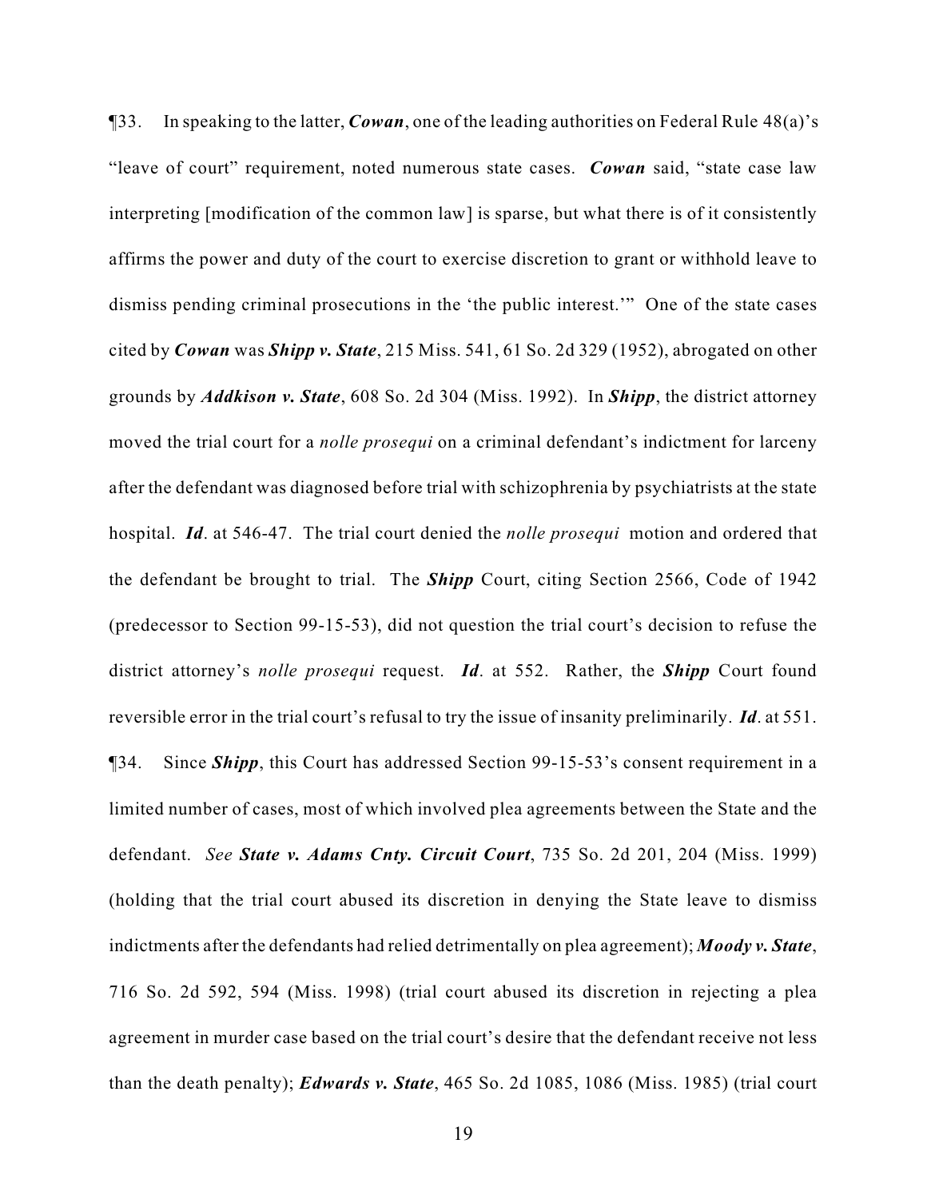¶33. In speaking to the latter, ***Cowan***, one of the leading authorities on Federal Rule 48(a)'s "leave of court" requirement, noted numerous state cases. ***Cowan*** said, "state case law interpreting [modification of the common law] is sparse, but what there is of it consistently affirms the power and duty of the court to exercise discretion to grant or withhold leave to dismiss pending criminal prosecutions in the 'the public interest.'" One of the state cases cited by ***Cowan*** was ***Shipp v. State***, 215 Miss. 541, 61 So. 2d 329 (1952), abrogated on other grounds by ***Addkison v. State***, 608 So. 2d 304 (Miss. 1992). In ***Shipp***, the district attorney moved the trial court for a *nolle prosequi* on a criminal defendant's indictment for larceny after the defendant was diagnosed before trial with schizophrenia by psychiatrists at the state hospital. ***Id***. at 546-47. The trial court denied the *nolle prosequi* motion and ordered that the defendant be brought to trial. The ***Shipp*** Court, citing Section 2566, Code of 1942 (predecessor to Section 99-15-53), did not question the trial court's decision to refuse the district attorney's *nolle prosequi* request. ***Id***. at 552. Rather, the ***Shipp*** Court found reversible error in the trial court's refusal to try the issue of insanity preliminarily. ***Id***. at 551.

¶34. Since ***Shipp***, this Court has addressed Section 99-15-53's consent requirement in a limited number of cases, most of which involved plea agreements between the State and the defendant. *See* ***State v. Adams Cnty. Circuit Court***, 735 So. 2d 201, 204 (Miss. 1999) (holding that the trial court abused its discretion in denying the State leave to dismiss indictments after the defendants had relied detrimentally on plea agreement); ***Moody v. State***, 716 So. 2d 592, 594 (Miss. 1998) (trial court abused its discretion in rejecting a plea agreement in murder case based on the trial court's desire that the defendant receive not less than the death penalty); ***Edwards v. State***, 465 So. 2d 1085, 1086 (Miss. 1985) (trial court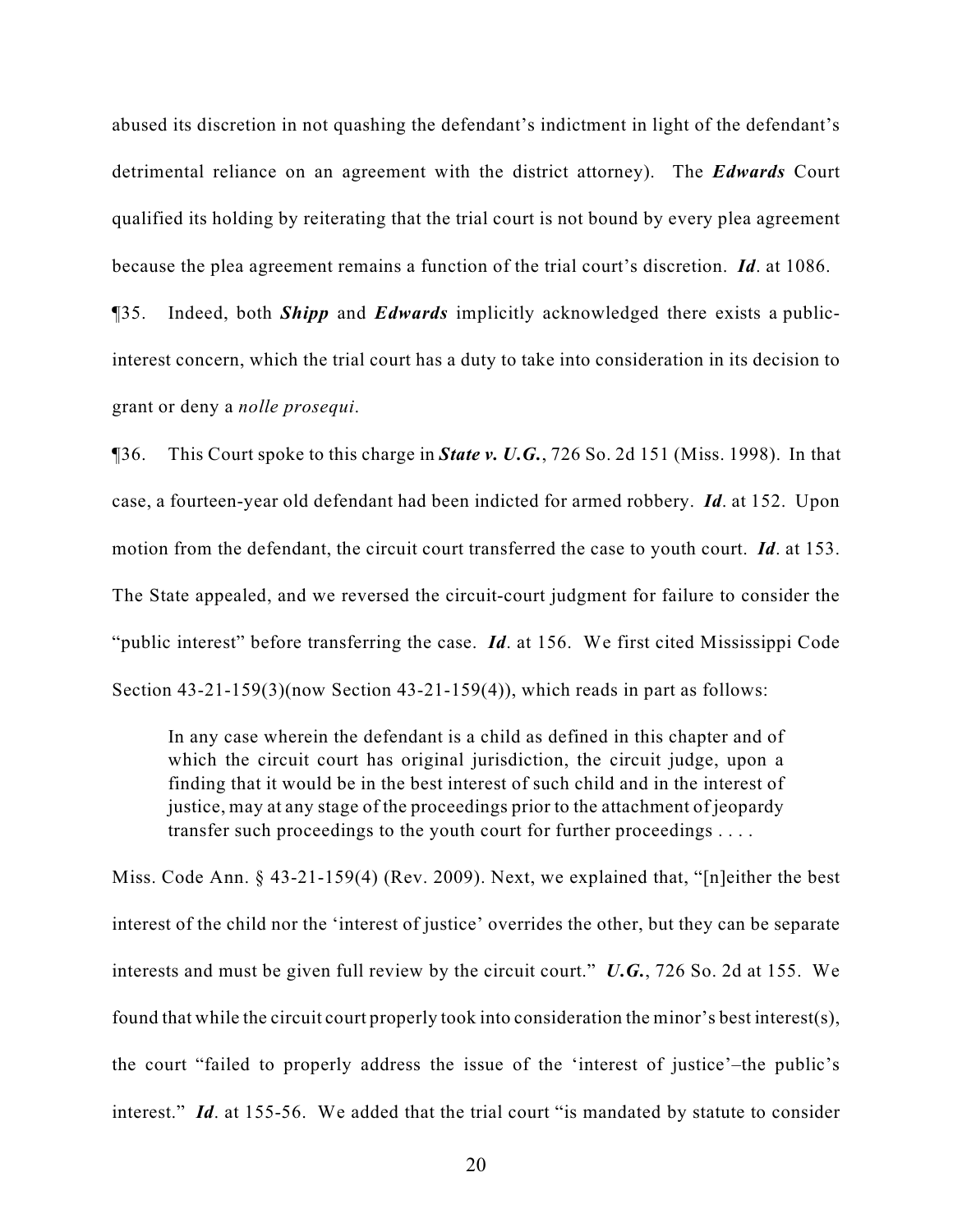abused its discretion in not quashing the defendant's indictment in light of the defendant's detrimental reliance on an agreement with the district attorney). The ***Edwards*** Court qualified its holding by reiterating that the trial court is not bound by every plea agreement because the plea agreement remains a function of the trial court's discretion. ***Id***. at 1086.

¶35. Indeed, both ***Shipp*** and ***Edwards*** implicitly acknowledged there exists a public-interest concern, which the trial court has a duty to take into consideration in its decision to grant or deny a *nolle prosequi*.

¶36. This Court spoke to this charge in ***State v. U.G.***, 726 So. 2d 151 (Miss. 1998). In that case, a fourteen-year old defendant had been indicted for armed robbery. ***Id***. at 152. Upon motion from the defendant, the circuit court transferred the case to youth court. ***Id***. at 153. The State appealed, and we reversed the circuit-court judgment for failure to consider the "public interest" before transferring the case. ***Id***. at 156. We first cited Mississippi Code Section 43-21-159(3)(now Section 43-21-159(4)), which reads in part as follows:

> In any case wherein the defendant is a child as defined in this chapter and of which the circuit court has original jurisdiction, the circuit judge, upon a finding that it would be in the best interest of such child and in the interest of justice, may at any stage of the proceedings prior to the attachment of jeopardy transfer such proceedings to the youth court for further proceedings . . . .

Miss. Code Ann. § 43-21-159(4) (Rev. 2009). Next, we explained that, "[n]either the best interest of the child nor the 'interest of justice' overrides the other, but they can be separate interests and must be given full review by the circuit court." ***U.G.***, 726 So. 2d at 155. We found that while the circuit court properly took into consideration the minor's best interest(s), the court "failed to properly address the issue of the 'interest of justice'–the public's interest." ***Id***. at 155-56. We added that the trial court "is mandated by statute to consider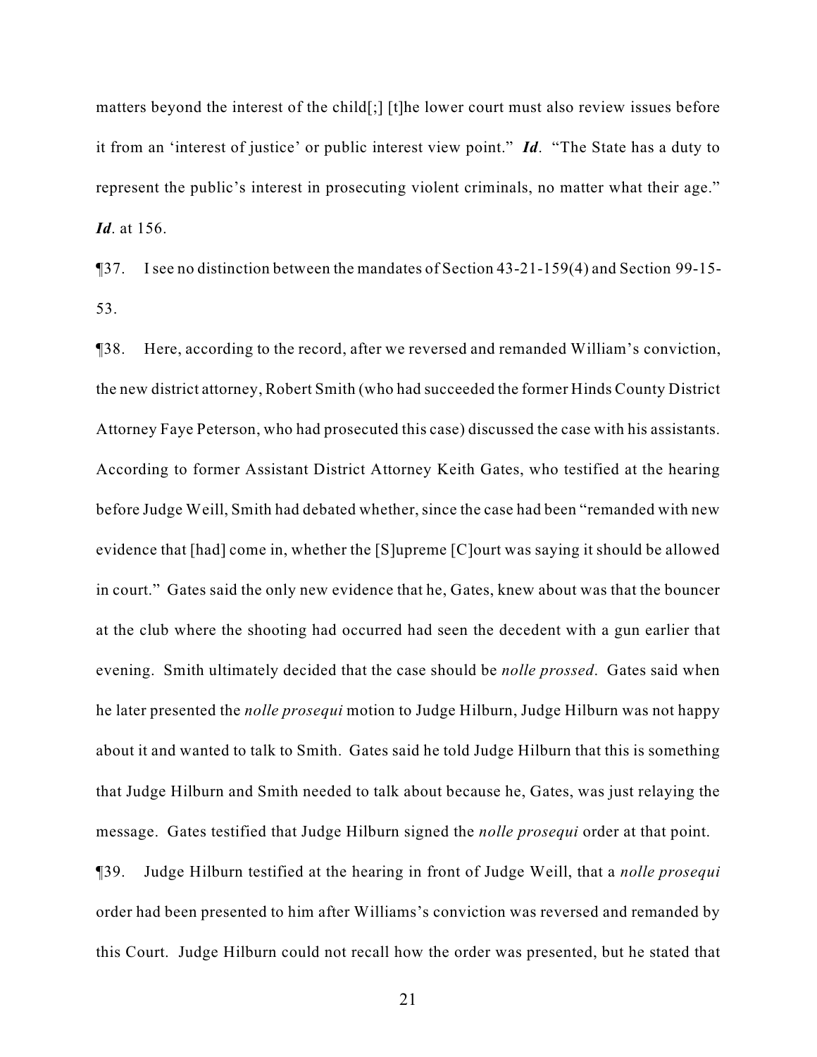matters beyond the interest of the child[;] [t]he lower court must also review issues before it from an 'interest of justice' or public interest view point." ***Id***. "The State has a duty to represent the public's interest in prosecuting violent criminals, no matter what their age." ***Id***. at 156.

¶37. I see no distinction between the mandates of Section 43-21-159(4) and Section 99-15-53.

¶38. Here, according to the record, after we reversed and remanded William's conviction, the new district attorney, Robert Smith (who had succeeded the former Hinds County District Attorney Faye Peterson, who had prosecuted this case) discussed the case with his assistants. According to former Assistant District Attorney Keith Gates, who testified at the hearing before Judge Weill, Smith had debated whether, since the case had been "remanded with new evidence that [had] come in, whether the [S]upreme [C]ourt was saying it should be allowed in court." Gates said the only new evidence that he, Gates, knew about was that the bouncer at the club where the shooting had occurred had seen the decedent with a gun earlier that evening. Smith ultimately decided that the case should be *nolle prossed*. Gates said when he later presented the *nolle prosequi* motion to Judge Hilburn, Judge Hilburn was not happy about it and wanted to talk to Smith. Gates said he told Judge Hilburn that this is something that Judge Hilburn and Smith needed to talk about because he, Gates, was just relaying the message. Gates testified that Judge Hilburn signed the *nolle prosequi* order at that point.

¶39. Judge Hilburn testified at the hearing in front of Judge Weill, that a *nolle prosequi* order had been presented to him after Williams's conviction was reversed and remanded by this Court. Judge Hilburn could not recall how the order was presented, but he stated that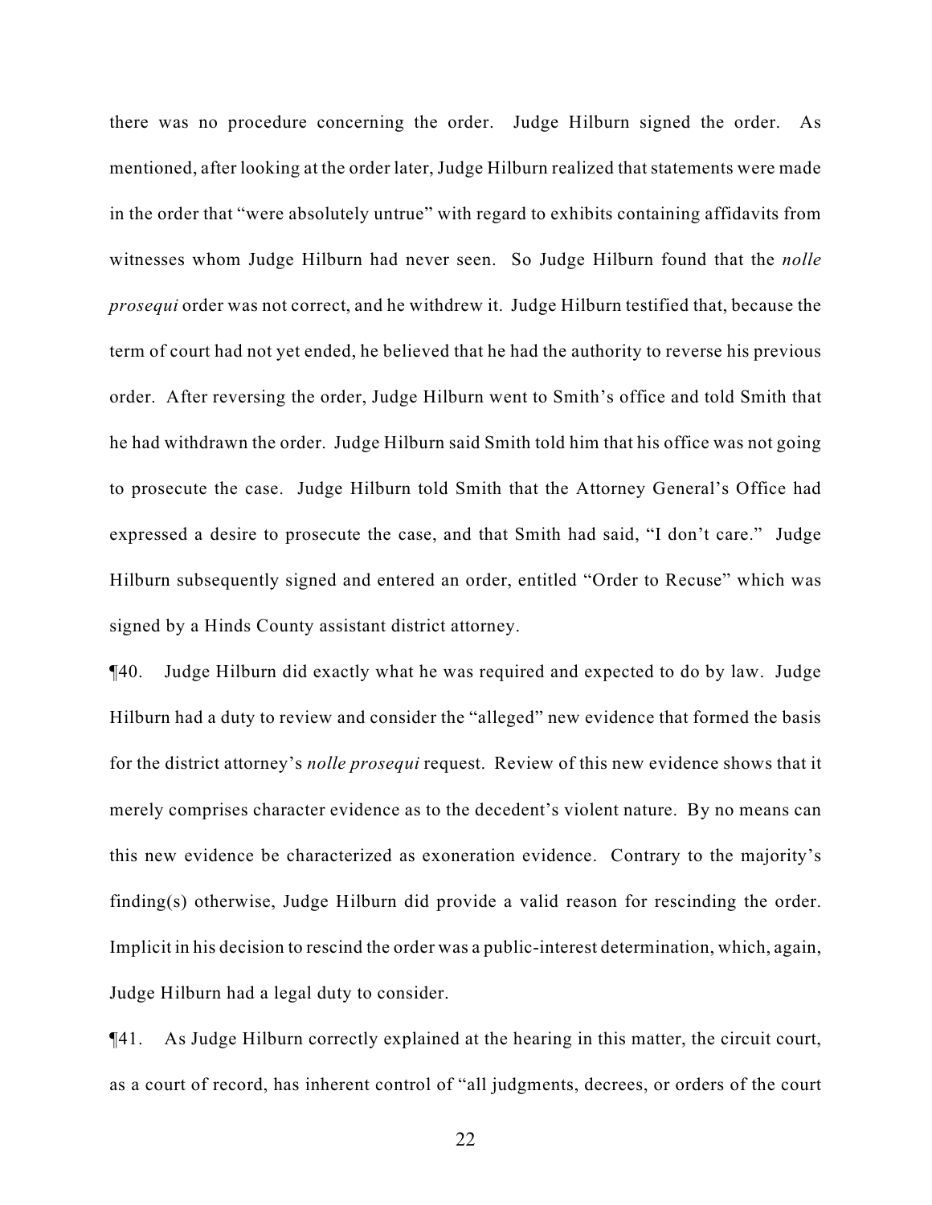there was no procedure concerning the order. Judge Hilburn signed the order. As mentioned, after looking at the order later, Judge Hilburn realized that statements were made in the order that "were absolutely untrue" with regard to exhibits containing affidavits from witnesses whom Judge Hilburn had never seen. So Judge Hilburn found that the *nolle prosequi* order was not correct, and he withdrew it. Judge Hilburn testified that, because the term of court had not yet ended, he believed that he had the authority to reverse his previous order. After reversing the order, Judge Hilburn went to Smith's office and told Smith that he had withdrawn the order. Judge Hilburn said Smith told him that his office was not going to prosecute the case. Judge Hilburn told Smith that the Attorney General's Office had expressed a desire to prosecute the case, and that Smith had said, "I don't care." Judge Hilburn subsequently signed and entered an order, entitled "Order to Recuse" which was signed by a Hinds County assistant district attorney.

¶40. Judge Hilburn did exactly what he was required and expected to do by law. Judge Hilburn had a duty to review and consider the "alleged" new evidence that formed the basis for the district attorney's *nolle prosequi* request. Review of this new evidence shows that it merely comprises character evidence as to the decedent's violent nature. By no means can this new evidence be characterized as exoneration evidence. Contrary to the majority's finding(s) otherwise, Judge Hilburn did provide a valid reason for rescinding the order. Implicit in his decision to rescind the order was a public-interest determination, which, again, Judge Hilburn had a legal duty to consider.

¶41. As Judge Hilburn correctly explained at the hearing in this matter, the circuit court, as a court of record, has inherent control of "all judgments, decrees, or orders of the court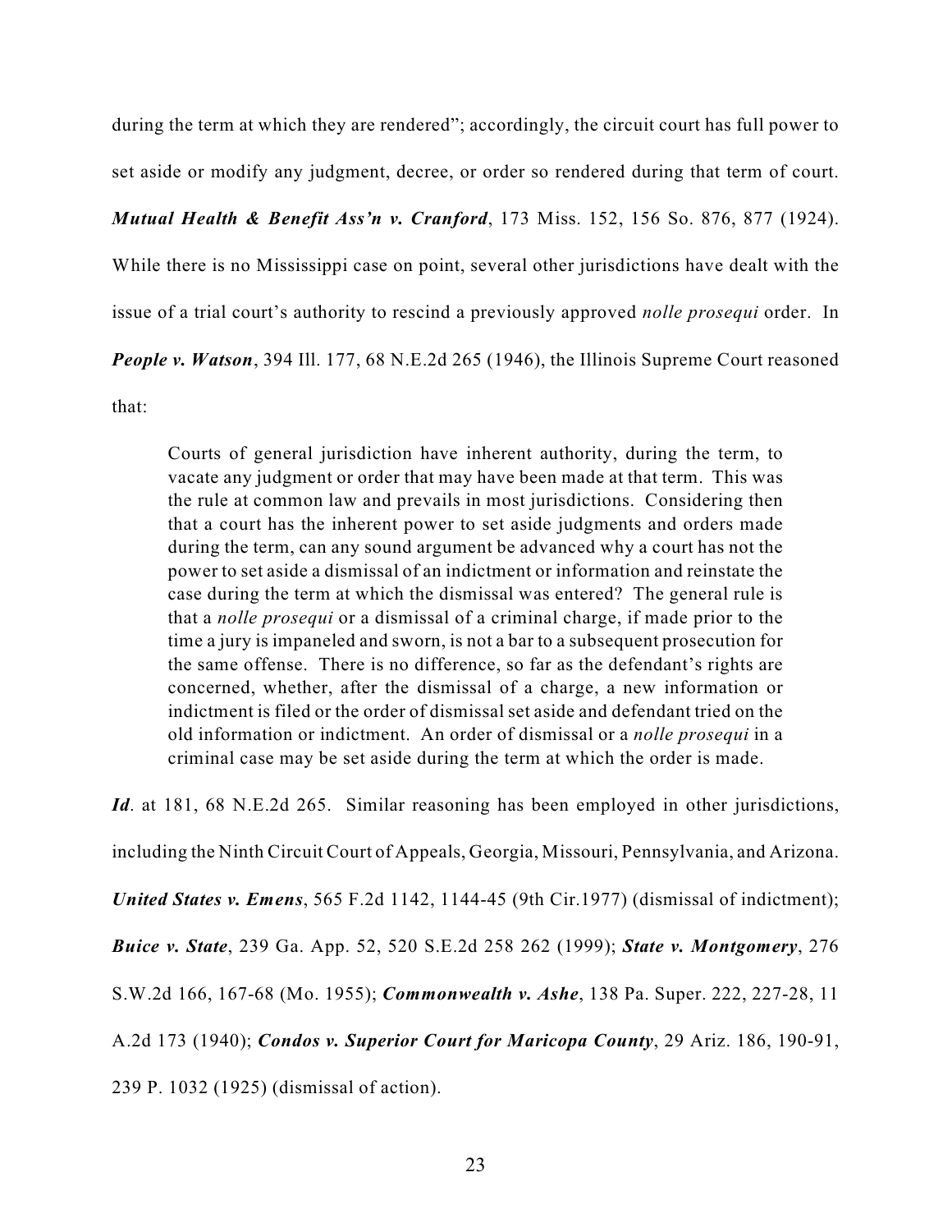during the term at which they are rendered"; accordingly, the circuit court has full power to set aside or modify any judgment, decree, or order so rendered during that term of court. ***Mutual Health & Benefit Ass'n v. Cranford***, 173 Miss. 152, 156 So. 876, 877 (1924). While there is no Mississippi case on point, several other jurisdictions have dealt with the issue of a trial court's authority to rescind a previously approved *nolle prosequi* order. In ***People v. Watson***, 394 Ill. 177, 68 N.E.2d 265 (1946), the Illinois Supreme Court reasoned that:

> Courts of general jurisdiction have inherent authority, during the term, to vacate any judgment or order that may have been made at that term. This was the rule at common law and prevails in most jurisdictions. Considering then that a court has the inherent power to set aside judgments and orders made during the term, can any sound argument be advanced why a court has not the power to set aside a dismissal of an indictment or information and reinstate the case during the term at which the dismissal was entered? The general rule is that a *nolle prosequi* or a dismissal of a criminal charge, if made prior to the time a jury is impaneled and sworn, is not a bar to a subsequent prosecution for the same offense. There is no difference, so far as the defendant's rights are concerned, whether, after the dismissal of a charge, a new information or indictment is filed or the order of dismissal set aside and defendant tried on the old information or indictment. An order of dismissal or a *nolle prosequi* in a criminal case may be set aside during the term at which the order is made.

***Id***. at 181, 68 N.E.2d 265. Similar reasoning has been employed in other jurisdictions, including the Ninth Circuit Court of Appeals, Georgia, Missouri, Pennsylvania, and Arizona. ***United States v. Emens***, 565 F.2d 1142, 1144-45 (9th Cir.1977) (dismissal of indictment); ***Buice v. State***, 239 Ga. App. 52, 520 S.E.2d 258 262 (1999); ***State v. Montgomery***, 276 S.W.2d 166, 167-68 (Mo. 1955); ***Commonwealth v. Ashe***, 138 Pa. Super. 222, 227-28, 11 A.2d 173 (1940); ***Condos v. Superior Court for Maricopa County***, 29 Ariz. 186, 190-91, 239 P. 1032 (1925) (dismissal of action).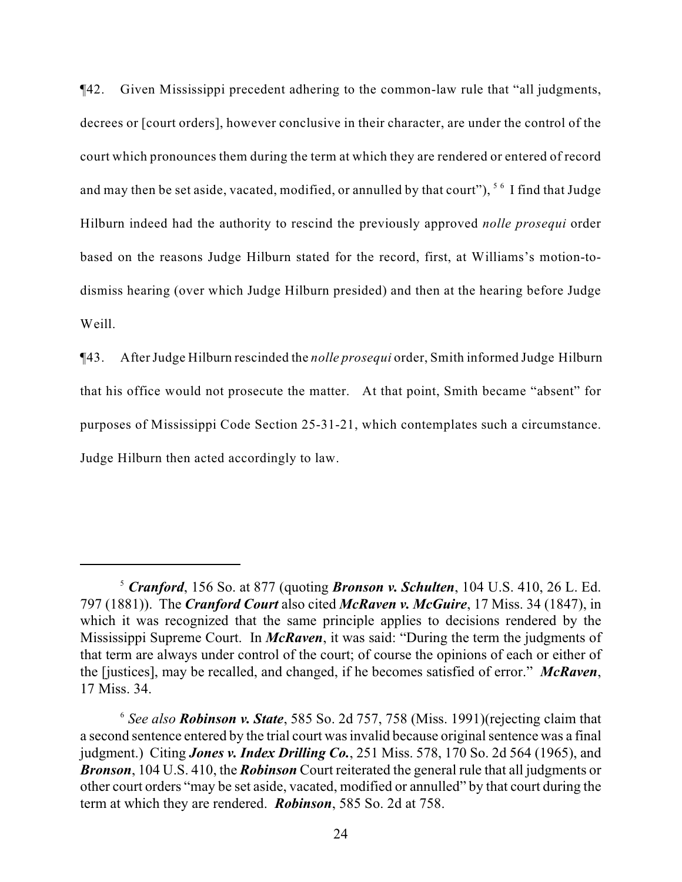¶42. Given Mississippi precedent adhering to the common-law rule that "all judgments, decrees or [court orders], however conclusive in their character, are under the control of the court which pronounces them during the term at which they are rendered or entered of record and may then be set aside, vacated, modified, or annulled by that court"), [5] [6] I find that Judge Hilburn indeed had the authority to rescind the previously approved *nolle prosequi* order based on the reasons Judge Hilburn stated for the record, first, at Williams's motion-to-dismiss hearing (over which Judge Hilburn presided) and then at the hearing before Judge Weill.

¶43. After Judge Hilburn rescinded the *nolle prosequi* order, Smith informed Judge Hilburn that his office would not prosecute the matter. At that point, Smith became "absent" for purposes of Mississippi Code Section 25-31-21, which contemplates such a circumstance. Judge Hilburn then acted accordingly to law.

---

[5] ***Cranford***, 156 So. at 877 (quoting ***Bronson v. Schulten***, 104 U.S. 410, 26 L. Ed. 797 (1881)). The ***Cranford Court*** also cited ***McRaven v. McGuire***, 17 Miss. 34 (1847), in which it was recognized that the same principle applies to decisions rendered by the Mississippi Supreme Court. In ***McRaven***, it was said: "During the term the judgments of that term are always under control of the court; of course the opinions of each or either of the [justices], may be recalled, and changed, if he becomes satisfied of error." ***McRaven***, 17 Miss. 34.

[6] *See also* ***Robinson v. State***, 585 So. 2d 757, 758 (Miss. 1991)(rejecting claim that a second sentence entered by the trial court was invalid because original sentence was a final judgment.) Citing ***Jones v. Index Drilling Co.***, 251 Miss. 578, 170 So. 2d 564 (1965), and ***Bronson***, 104 U.S. 410, the ***Robinson*** Court reiterated the general rule that all judgments or other court orders "may be set aside, vacated, modified or annulled" by that court during the term at which they are rendered. ***Robinson***, 585 So. 2d at 758.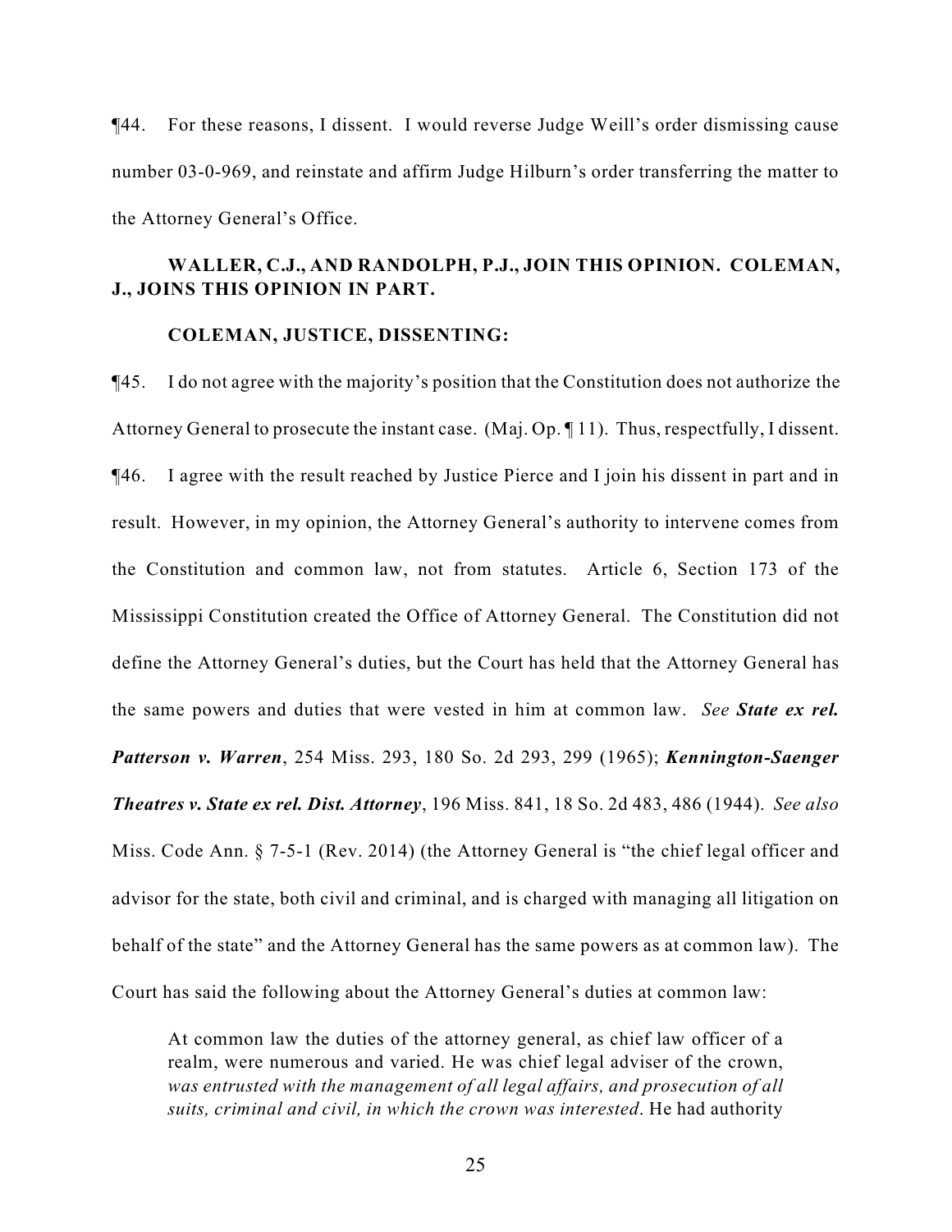¶44. For these reasons, I dissent. I would reverse Judge Weill's order dismissing cause number 03-0-969, and reinstate and affirm Judge Hilburn's order transferring the matter to the Attorney General's Office.

**WALLER, C.J., AND RANDOLPH, P.J., JOIN THIS OPINION. COLEMAN, J., JOINS THIS OPINION IN PART.**

**COLEMAN, JUSTICE, DISSENTING:**

¶45. I do not agree with the majority's position that the Constitution does not authorize the Attorney General to prosecute the instant case. (Maj. Op. ¶ 11). Thus, respectfully, I dissent.

¶46. I agree with the result reached by Justice Pierce and I join his dissent in part and in result. However, in my opinion, the Attorney General's authority to intervene comes from the Constitution and common law, not from statutes. Article 6, Section 173 of the Mississippi Constitution created the Office of Attorney General. The Constitution did not define the Attorney General's duties, but the Court has held that the Attorney General has the same powers and duties that were vested in him at common law. *See* ***State ex rel. Patterson v. Warren***, 254 Miss. 293, 180 So. 2d 293, 299 (1965); ***Kennington-Saenger Theatres v. State ex rel. Dist. Attorney***, 196 Miss. 841, 18 So. 2d 483, 486 (1944). *See also* Miss. Code Ann. § 7-5-1 (Rev. 2014) (the Attorney General is "the chief legal officer and advisor for the state, both civil and criminal, and is charged with managing all litigation on behalf of the state" and the Attorney General has the same powers as at common law). The Court has said the following about the Attorney General's duties at common law:

> At common law the duties of the attorney general, as chief law officer of a realm, were numerous and varied. He was chief legal adviser of the crown, *was entrusted with the management of all legal affairs, and prosecution of all suits, criminal and civil, in which the crown was interested*. He had authority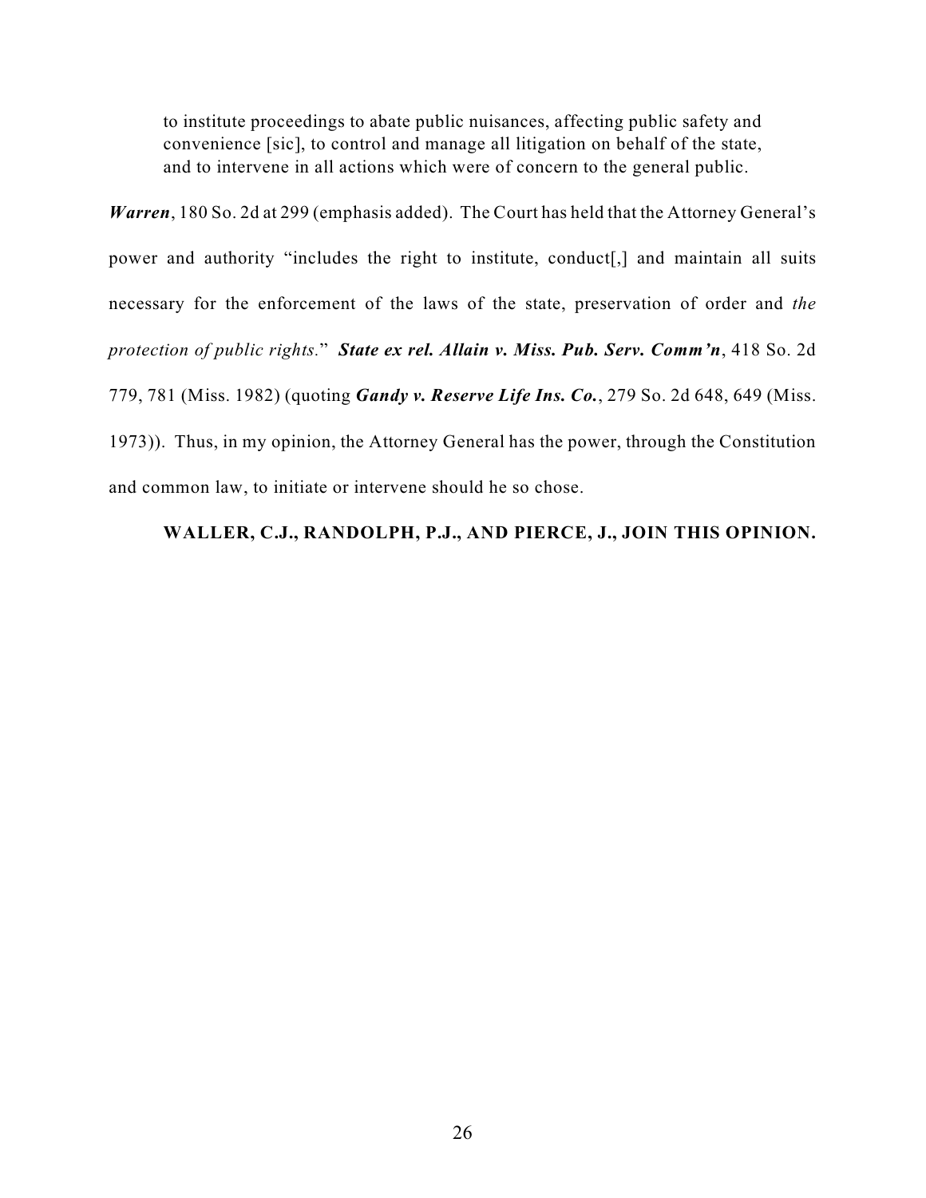> to institute proceedings to abate public nuisances, affecting public safety and convenience [sic], to control and manage all litigation on behalf of the state, and to intervene in all actions which were of concern to the general public.

***Warren***, 180 So. 2d at 299 (emphasis added). The Court has held that the Attorney General's power and authority "includes the right to institute, conduct[,] and maintain all suits necessary for the enforcement of the laws of the state, preservation of order and *the protection of public rights*." ***State ex rel. Allain v. Miss. Pub. Serv. Comm'n***, 418 So. 2d 779, 781 (Miss. 1982) (quoting ***Gandy v. Reserve Life Ins. Co.***, 279 So. 2d 648, 649 (Miss. 1973)). Thus, in my opinion, the Attorney General has the power, through the Constitution and common law, to initiate or intervene should he so chose.

**WALLER, C.J., RANDOLPH, P.J., AND PIERCE, J., JOIN THIS OPINION.**